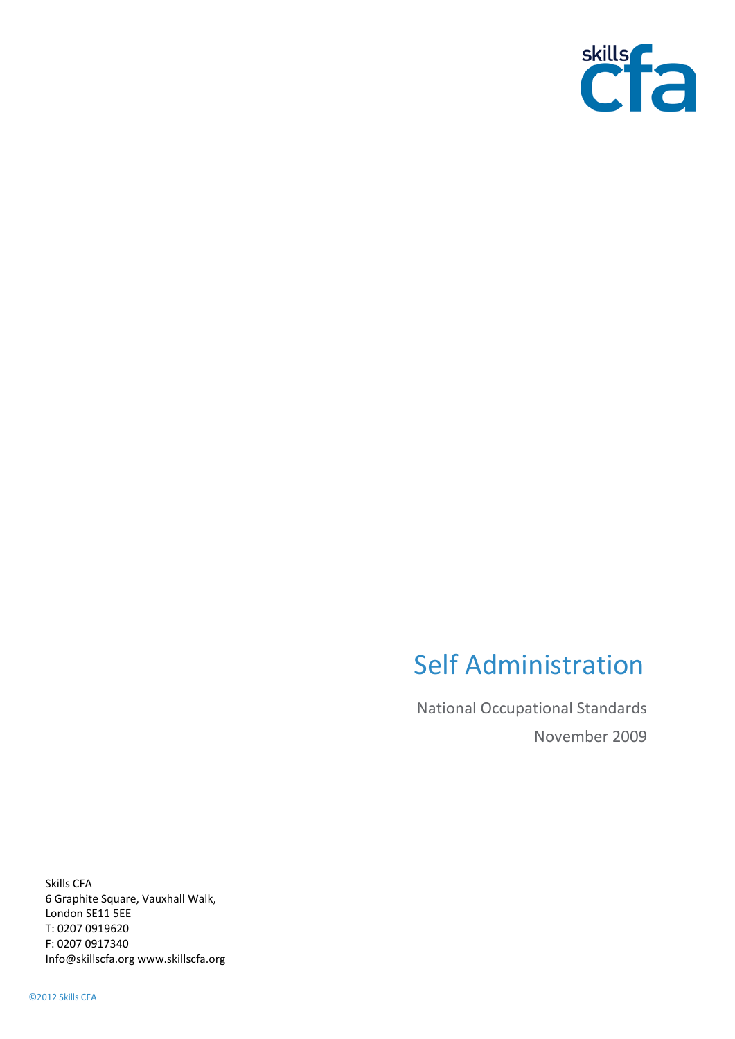skills cfa

# Self Administration

National Occupational Standards

November 2009

Skills CFA
6 Graphite Square, Vauxhall Walk,
London SE11 5EE
T: 0207 0919620
F: 0207 0917340
Info@skillscfa.org www.skillscfa.org

©2012 Skills CFA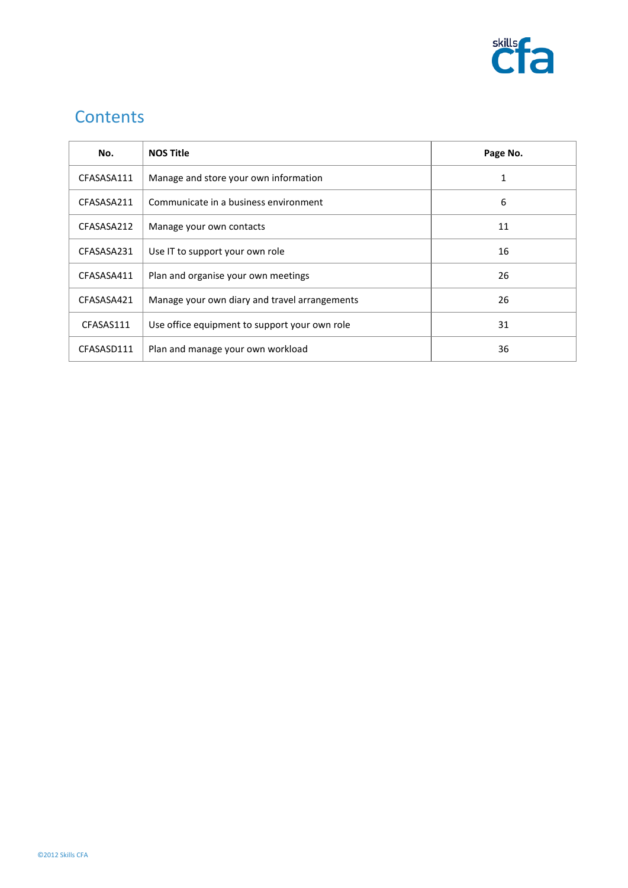## Contents

| No. | NOS Title | Page No. |
|---|---|---|
| CFASASA111 | Manage and store your own information | 1 |
| CFASASA211 | Communicate in a business environment | 6 |
| CFASASA212 | Manage your own contacts | 11 |
| CFASASA231 | Use IT to support your own role | 16 |
| CFASASA411 | Plan and organise your own meetings | 26 |
| CFASASA421 | Manage your own diary and travel arrangements | 26 |
| CFASAS111 | Use office equipment to support your own role | 31 |
| CFASASD111 | Plan and manage your own workload | 36 |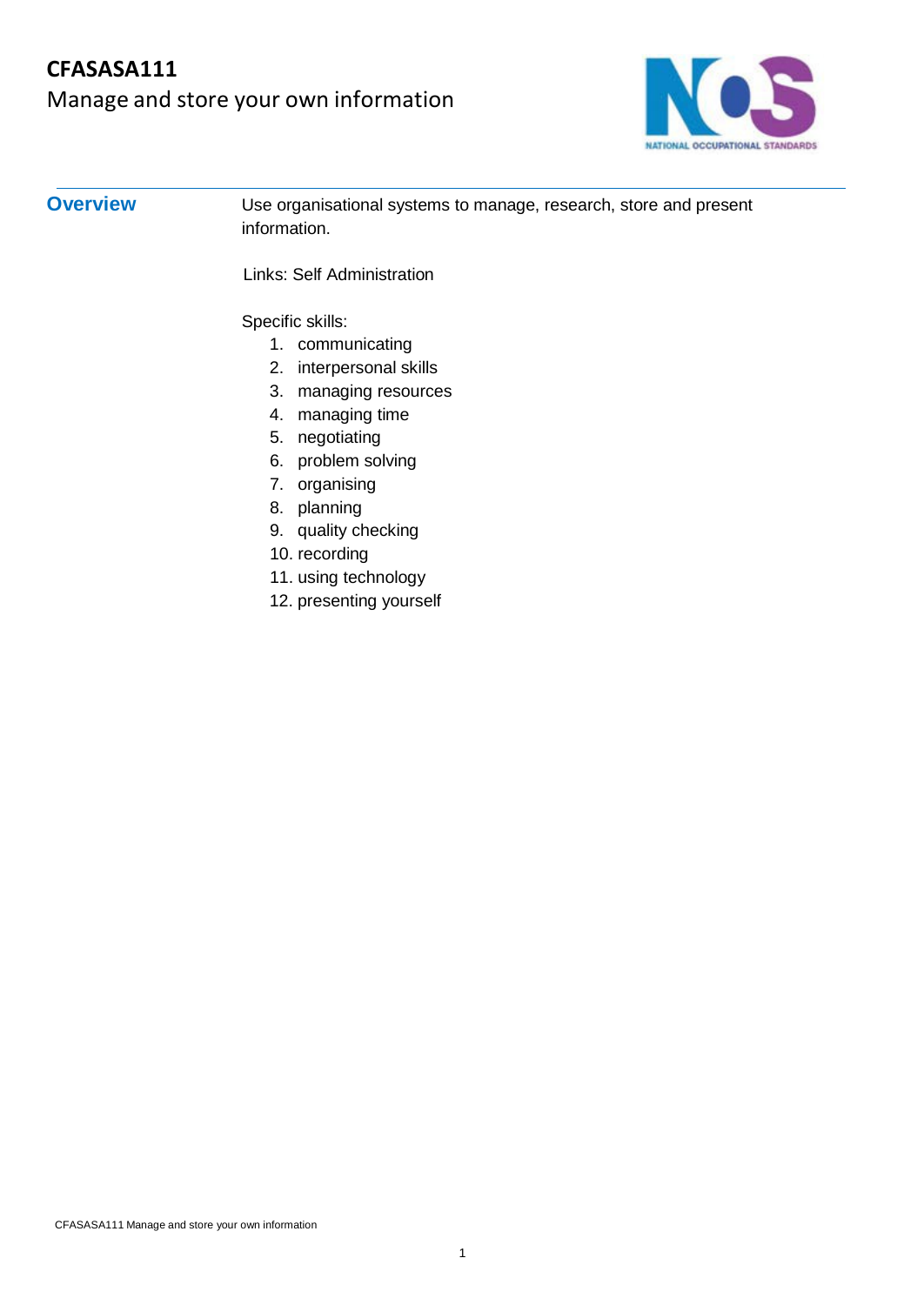# CFASASA111
## Manage and store your own information

## Overview

Use organisational systems to manage, research, store and present information.

Links: Self Administration

Specific skills:

1. communicating
2. interpersonal skills
3. managing resources
4. managing time
5. negotiating
6. problem solving
7. organising
8. planning
9. quality checking
10. recording
11. using technology
12. presenting yourself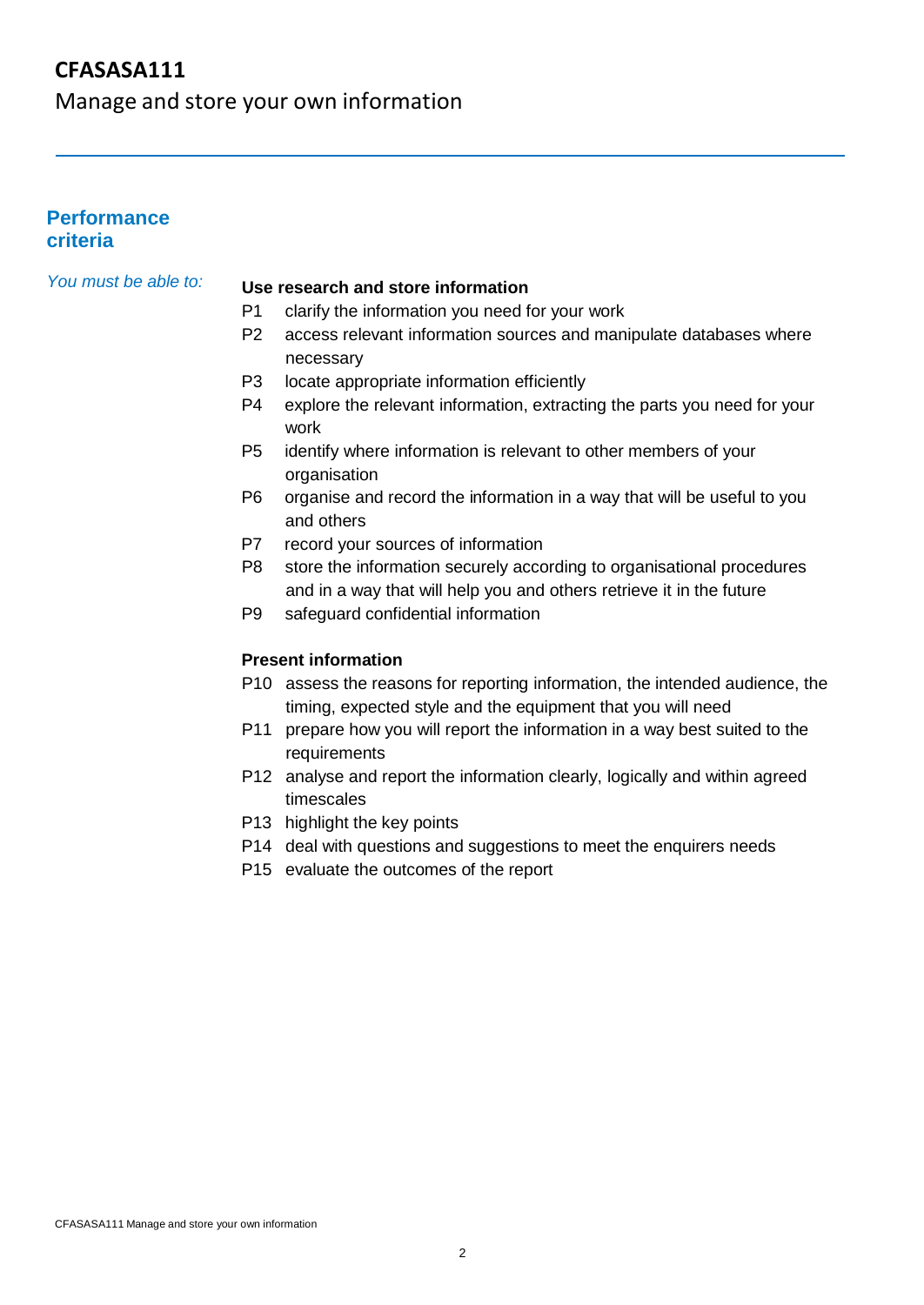# CFASASA111

Manage and store your own information

## Performance criteria

*You must be able to:*

**Use research and store information**

- P1 clarify the information you need for your work
- P2 access relevant information sources and manipulate databases where necessary
- P3 locate appropriate information efficiently
- P4 explore the relevant information, extracting the parts you need for your work
- P5 identify where information is relevant to other members of your organisation
- P6 organise and record the information in a way that will be useful to you and others
- P7 record your sources of information
- P8 store the information securely according to organisational procedures and in a way that will help you and others retrieve it in the future
- P9 safeguard confidential information

**Present information**

- P10 assess the reasons for reporting information, the intended audience, the timing, expected style and the equipment that you will need
- P11 prepare how you will report the information in a way best suited to the requirements
- P12 analyse and report the information clearly, logically and within agreed timescales
- P13 highlight the key points
- P14 deal with questions and suggestions to meet the enquirers needs
- P15 evaluate the outcomes of the report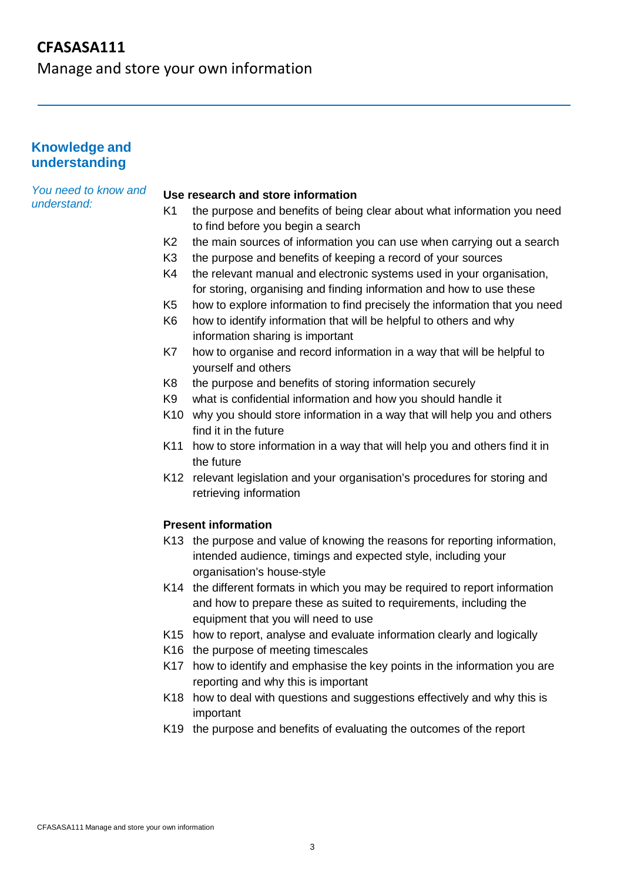# CFASASA111

Manage and store your own information

## Knowledge and understanding

*You need to know and understand:*

**Use research and store information**

- K1 the purpose and benefits of being clear about what information you need to find before you begin a search
- K2 the main sources of information you can use when carrying out a search
- K3 the purpose and benefits of keeping a record of your sources
- K4 the relevant manual and electronic systems used in your organisation, for storing, organising and finding information and how to use these
- K5 how to explore information to find precisely the information that you need
- K6 how to identify information that will be helpful to others and why information sharing is important
- K7 how to organise and record information in a way that will be helpful to yourself and others
- K8 the purpose and benefits of storing information securely
- K9 what is confidential information and how you should handle it
- K10 why you should store information in a way that will help you and others find it in the future
- K11 how to store information in a way that will help you and others find it in the future
- K12 relevant legislation and your organisation's procedures for storing and retrieving information

**Present information**

- K13 the purpose and value of knowing the reasons for reporting information, intended audience, timings and expected style, including your organisation's house-style
- K14 the different formats in which you may be required to report information and how to prepare these as suited to requirements, including the equipment that you will need to use
- K15 how to report, analyse and evaluate information clearly and logically
- K16 the purpose of meeting timescales
- K17 how to identify and emphasise the key points in the information you are reporting and why this is important
- K18 how to deal with questions and suggestions effectively and why this is important
- K19 the purpose and benefits of evaluating the outcomes of the report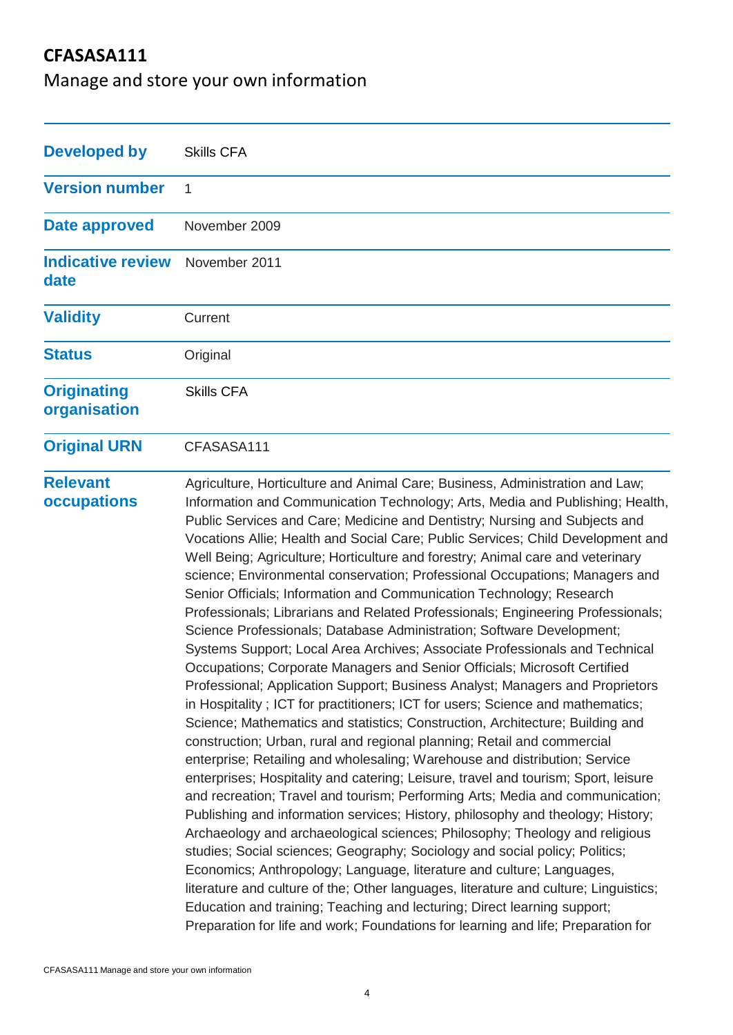## CFASASA111

Manage and store your own information

| | |
|---|---|
| **Developed by** | Skills CFA |
| **Version number** | 1 |
| **Date approved** | November 2009 |
| **Indicative review date** | November 2011 |
| **Validity** | Current |
| **Status** | Original |
| **Originating organisation** | Skills CFA |
| **Original URN** | CFASASA111 |
| **Relevant occupations** | Agriculture, Horticulture and Animal Care; Business, Administration and Law; Information and Communication Technology; Arts, Media and Publishing; Health, Public Services and Care; Medicine and Dentistry; Nursing and Subjects and Vocations Allie; Health and Social Care; Public Services; Child Development and Well Being; Agriculture; Horticulture and forestry; Animal care and veterinary science; Environmental conservation; Professional Occupations; Managers and Senior Officials; Information and Communication Technology; Research Professionals; Librarians and Related Professionals; Engineering Professionals; Science Professionals; Database Administration; Software Development; Systems Support; Local Area Archives; Associate Professionals and Technical Occupations; Corporate Managers and Senior Officials; Microsoft Certified Professional; Application Support; Business Analyst; Managers and Proprietors in Hospitality ; ICT for practitioners; ICT for users; Science and mathematics; Science; Mathematics and statistics; Construction, Architecture; Building and construction; Urban, rural and regional planning; Retail and commercial enterprise; Retailing and wholesaling; Warehouse and distribution; Service enterprises; Hospitality and catering; Leisure, travel and tourism; Sport, leisure and recreation; Travel and tourism; Performing Arts; Media and communication; Publishing and information services; History, philosophy and theology; History; Archaeology and archaeological sciences; Philosophy; Theology and religious studies; Social sciences; Geography; Sociology and social policy; Politics; Economics; Anthropology; Language, literature and culture; Languages, literature and culture of the; Other languages, literature and culture; Linguistics; Education and training; Teaching and lecturing; Direct learning support; Preparation for life and work; Foundations for learning and life; Preparation for |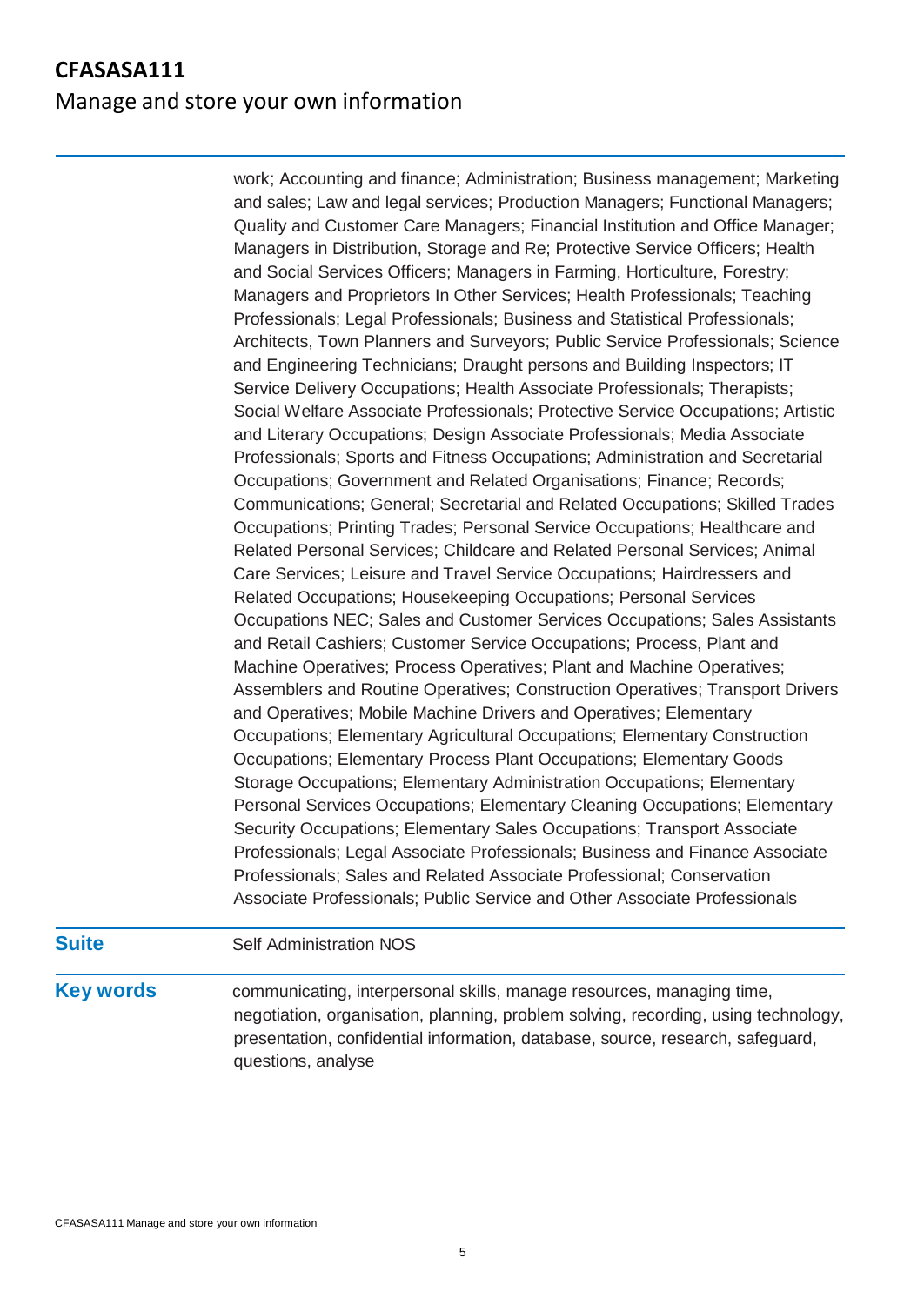| | |
|---|---|
| | work; Accounting and finance; Administration; Business management; Marketing and sales; Law and legal services; Production Managers; Functional Managers; Quality and Customer Care Managers; Financial Institution and Office Manager; Managers in Distribution, Storage and Re; Protective Service Officers; Health and Social Services Officers; Managers in Farming, Horticulture, Forestry; Managers and Proprietors In Other Services; Health Professionals; Teaching Professionals; Legal Professionals; Business and Statistical Professionals; Architects, Town Planners and Surveyors; Public Service Professionals; Science and Engineering Technicians; Draught persons and Building Inspectors; IT Service Delivery Occupations; Health Associate Professionals; Therapists; Social Welfare Associate Professionals; Protective Service Occupations; Artistic and Literary Occupations; Design Associate Professionals; Media Associate Professionals; Sports and Fitness Occupations; Administration and Secretarial Occupations; Government and Related Organisations; Finance; Records; Communications; General; Secretarial and Related Occupations; Skilled Trades Occupations; Printing Trades; Personal Service Occupations; Healthcare and Related Personal Services; Childcare and Related Personal Services; Animal Care Services; Leisure and Travel Service Occupations; Hairdressers and Related Occupations; Housekeeping Occupations; Personal Services Occupations NEC; Sales and Customer Services Occupations; Sales Assistants and Retail Cashiers; Customer Service Occupations; Process, Plant and Machine Operatives; Process Operatives; Plant and Machine Operatives; Assemblers and Routine Operatives; Construction Operatives; Transport Drivers and Operatives; Mobile Machine Drivers and Operatives; Elementary Occupations; Elementary Agricultural Occupations; Elementary Construction Occupations; Elementary Process Plant Occupations; Elementary Goods Storage Occupations; Elementary Administration Occupations; Elementary Personal Services Occupations; Elementary Cleaning Occupations; Elementary Security Occupations; Elementary Sales Occupations; Transport Associate Professionals; Legal Associate Professionals; Business and Finance Associate Professionals; Sales and Related Associate Professional; Conservation Associate Professionals; Public Service and Other Associate Professionals |
| **Suite** | Self Administration NOS |
| **Key words** | communicating, interpersonal skills, manage resources, managing time, negotiation, organisation, planning, problem solving, recording, using technology, presentation, confidential information, database, source, research, safeguard, questions, analyse |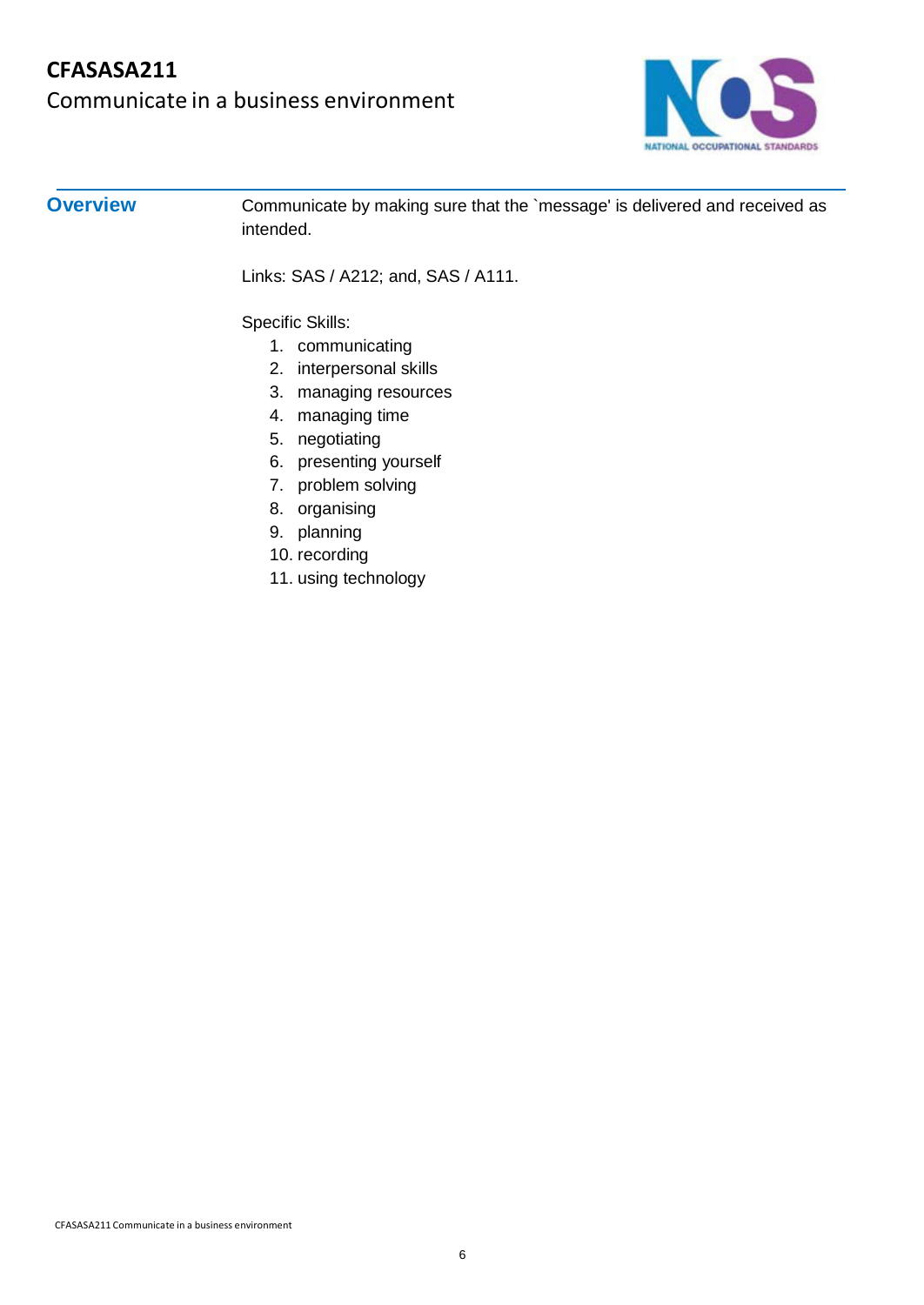# CFASASA211

## Communicate in a business environment

### Overview

Communicate by making sure that the `message' is delivered and received as intended.

Links: SAS / A212; and, SAS / A111.

Specific Skills:

1. communicating
2. interpersonal skills
3. managing resources
4. managing time
5. negotiating
6. presenting yourself
7. problem solving
8. organising
9. planning
10. recording
11. using technology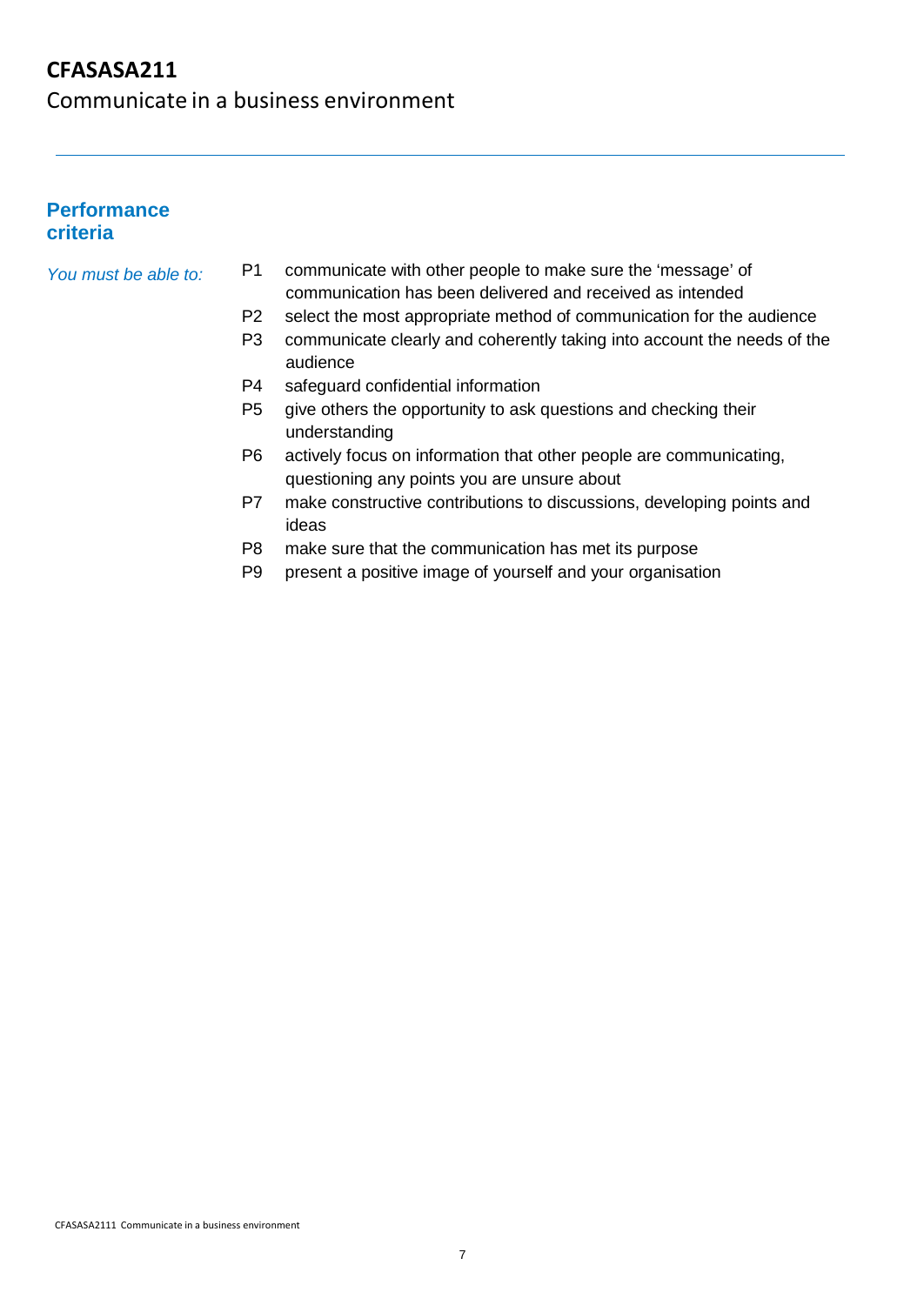# CFASASA211

Communicate in a business environment

## Performance criteria

*You must be able to:*

- P1 communicate with other people to make sure the 'message' of communication has been delivered and received as intended
- P2 select the most appropriate method of communication for the audience
- P3 communicate clearly and coherently taking into account the needs of the audience
- P4 safeguard confidential information
- P5 give others the opportunity to ask questions and checking their understanding
- P6 actively focus on information that other people are communicating, questioning any points you are unsure about
- P7 make constructive contributions to discussions, developing points and ideas
- P8 make sure that the communication has met its purpose
- P9 present a positive image of yourself and your organisation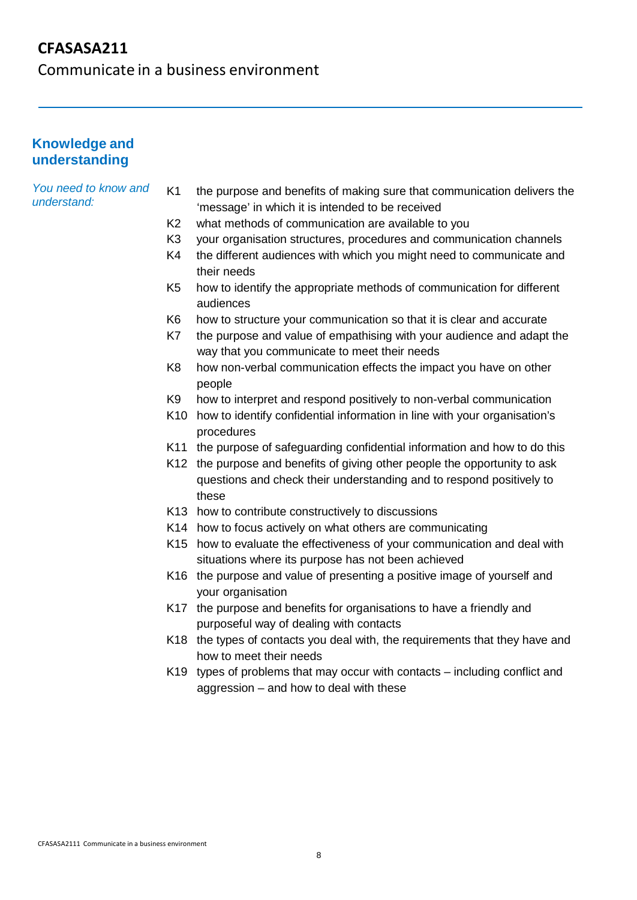**CFASASA211**

Communicate in a business environment

## Knowledge and understanding

*You need to know and understand:*

- K1 the purpose and benefits of making sure that communication delivers the 'message' in which it is intended to be received
- K2 what methods of communication are available to you
- K3 your organisation structures, procedures and communication channels
- K4 the different audiences with which you might need to communicate and their needs
- K5 how to identify the appropriate methods of communication for different audiences
- K6 how to structure your communication so that it is clear and accurate
- K7 the purpose and value of empathising with your audience and adapt the way that you communicate to meet their needs
- K8 how non-verbal communication effects the impact you have on other people
- K9 how to interpret and respond positively to non-verbal communication
- K10 how to identify confidential information in line with your organisation's procedures
- K11 the purpose of safeguarding confidential information and how to do this
- K12 the purpose and benefits of giving other people the opportunity to ask questions and check their understanding and to respond positively to these
- K13 how to contribute constructively to discussions
- K14 how to focus actively on what others are communicating
- K15 how to evaluate the effectiveness of your communication and deal with situations where its purpose has not been achieved
- K16 the purpose and value of presenting a positive image of yourself and your organisation
- K17 the purpose and benefits for organisations to have a friendly and purposeful way of dealing with contacts
- K18 the types of contacts you deal with, the requirements that they have and how to meet their needs
- K19 types of problems that may occur with contacts – including conflict and aggression – and how to deal with these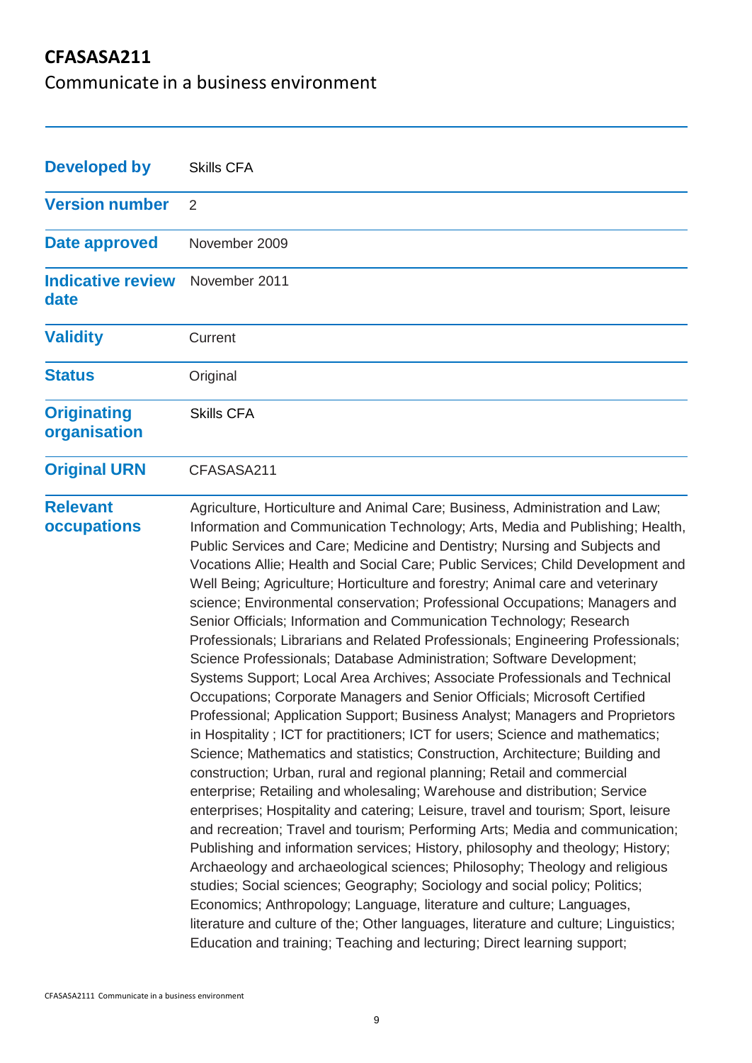# CFASASA211

## Communicate in a business environment

| | |
|---|---|
| **Developed by** | Skills CFA |
| **Version number** | 2 |
| **Date approved** | November 2009 |
| **Indicative review date** | November 2011 |
| **Validity** | Current |
| **Status** | Original |
| **Originating organisation** | Skills CFA |
| **Original URN** | CFASASA211 |
| **Relevant occupations** | Agriculture, Horticulture and Animal Care; Business, Administration and Law; Information and Communication Technology; Arts, Media and Publishing; Health, Public Services and Care; Medicine and Dentistry; Nursing and Subjects and Vocations Allie; Health and Social Care; Public Services; Child Development and Well Being; Agriculture; Horticulture and forestry; Animal care and veterinary science; Environmental conservation; Professional Occupations; Managers and Senior Officials; Information and Communication Technology; Research Professionals; Librarians and Related Professionals; Engineering Professionals; Science Professionals; Database Administration; Software Development; Systems Support; Local Area Archives; Associate Professionals and Technical Occupations; Corporate Managers and Senior Officials; Microsoft Certified Professional; Application Support; Business Analyst; Managers and Proprietors in Hospitality ; ICT for practitioners; ICT for users; Science and mathematics; Science; Mathematics and statistics; Construction, Architecture; Building and construction; Urban, rural and regional planning; Retail and commercial enterprise; Retailing and wholesaling; Warehouse and distribution; Service enterprises; Hospitality and catering; Leisure, travel and tourism; Sport, leisure and recreation; Travel and tourism; Performing Arts; Media and communication; Publishing and information services; History, philosophy and theology; History; Archaeology and archaeological sciences; Philosophy; Theology and religious studies; Social sciences; Geography; Sociology and social policy; Politics; Economics; Anthropology; Language, literature and culture; Languages, literature and culture of the; Other languages, literature and culture; Linguistics; Education and training; Teaching and lecturing; Direct learning support; |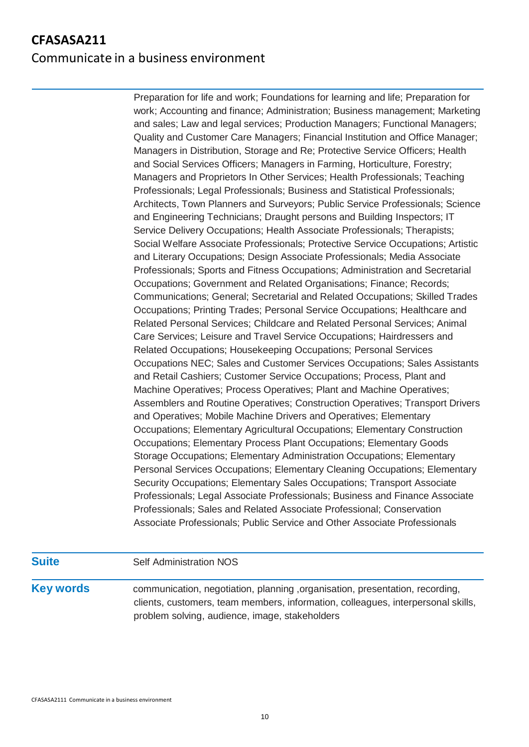# CFASASA211

## Communicate in a business environment

| | |
|---|---|
| | Preparation for life and work; Foundations for learning and life; Preparation for work; Accounting and finance; Administration; Business management; Marketing and sales; Law and legal services; Production Managers; Functional Managers; Quality and Customer Care Managers; Financial Institution and Office Manager; Managers in Distribution, Storage and Re; Protective Service Officers; Health and Social Services Officers; Managers in Farming, Horticulture, Forestry; Managers and Proprietors In Other Services; Health Professionals; Teaching Professionals; Legal Professionals; Business and Statistical Professionals; Architects, Town Planners and Surveyors; Public Service Professionals; Science and Engineering Technicians; Draught persons and Building Inspectors; IT Service Delivery Occupations; Health Associate Professionals; Therapists; Social Welfare Associate Professionals; Protective Service Occupations; Artistic and Literary Occupations; Design Associate Professionals; Media Associate Professionals; Sports and Fitness Occupations; Administration and Secretarial Occupations; Government and Related Organisations; Finance; Records; Communications; General; Secretarial and Related Occupations; Skilled Trades Occupations; Printing Trades; Personal Service Occupations; Healthcare and Related Personal Services; Childcare and Related Personal Services; Animal Care Services; Leisure and Travel Service Occupations; Hairdressers and Related Occupations; Housekeeping Occupations; Personal Services Occupations NEC; Sales and Customer Services Occupations; Sales Assistants and Retail Cashiers; Customer Service Occupations; Process, Plant and Machine Operatives; Process Operatives; Plant and Machine Operatives; Assemblers and Routine Operatives; Construction Operatives; Transport Drivers and Operatives; Mobile Machine Drivers and Operatives; Elementary Occupations; Elementary Agricultural Occupations; Elementary Construction Occupations; Elementary Process Plant Occupations; Elementary Goods Storage Occupations; Elementary Administration Occupations; Elementary Personal Services Occupations; Elementary Cleaning Occupations; Elementary Security Occupations; Elementary Sales Occupations; Transport Associate Professionals; Legal Associate Professionals; Business and Finance Associate Professionals; Sales and Related Associate Professional; Conservation Associate Professionals; Public Service and Other Associate Professionals |
| **Suite** | Self Administration NOS |
| **Key words** | communication, negotiation, planning ,organisation, presentation, recording, clients, customers, team members, information, colleagues, interpersonal skills, problem solving, audience, image, stakeholders |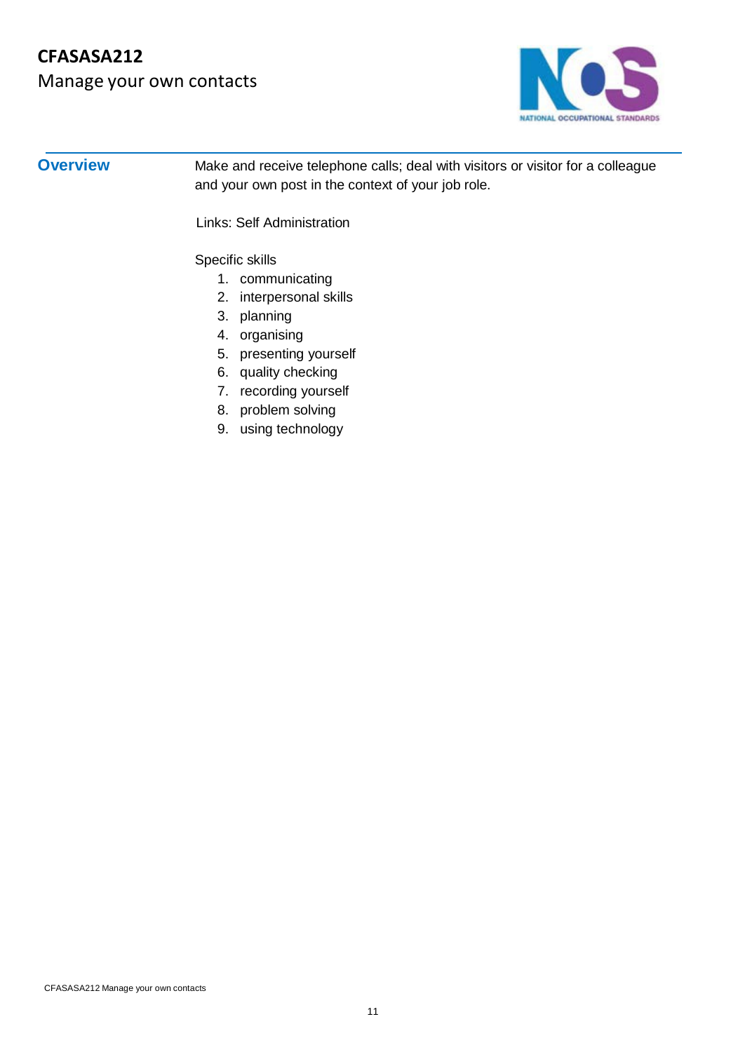# CFASASA212
## Manage your own contacts

## Overview

Make and receive telephone calls; deal with visitors or visitor for a colleague and your own post in the context of your job role.

Links: Self Administration

Specific skills

1. communicating
2. interpersonal skills
3. planning
4. organising
5. presenting yourself
6. quality checking
7. recording yourself
8. problem solving
9. using technology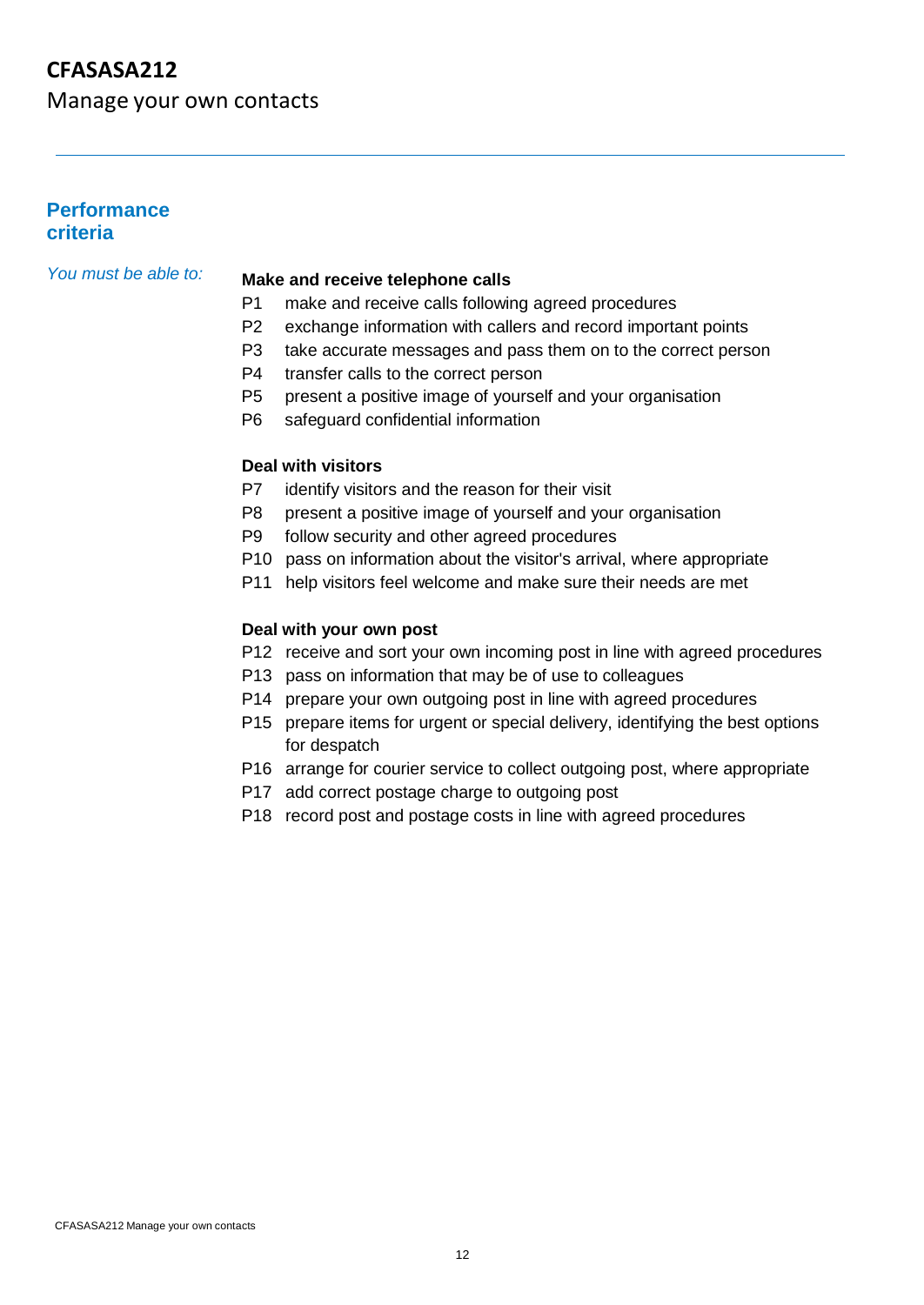# CFASASA212

Manage your own contacts

## Performance criteria

*You must be able to:*

**Make and receive telephone calls**

- P1 make and receive calls following agreed procedures
- P2 exchange information with callers and record important points
- P3 take accurate messages and pass them on to the correct person
- P4 transfer calls to the correct person
- P5 present a positive image of yourself and your organisation
- P6 safeguard confidential information

**Deal with visitors**

- P7 identify visitors and the reason for their visit
- P8 present a positive image of yourself and your organisation
- P9 follow security and other agreed procedures
- P10 pass on information about the visitor's arrival, where appropriate
- P11 help visitors feel welcome and make sure their needs are met

**Deal with your own post**

- P12 receive and sort your own incoming post in line with agreed procedures
- P13 pass on information that may be of use to colleagues
- P14 prepare your own outgoing post in line with agreed procedures
- P15 prepare items for urgent or special delivery, identifying the best options for despatch
- P16 arrange for courier service to collect outgoing post, where appropriate
- P17 add correct postage charge to outgoing post
- P18 record post and postage costs in line with agreed procedures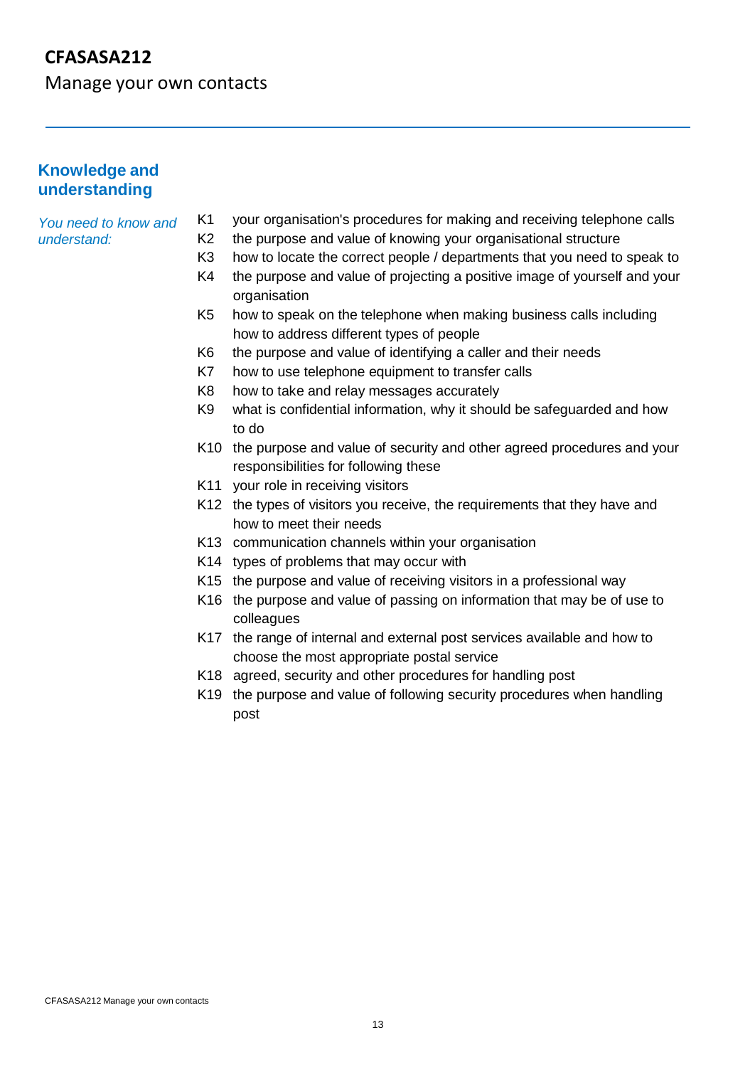# CFASASA212
Manage your own contacts

## Knowledge and understanding

*You need to know and understand:*

- K1 your organisation's procedures for making and receiving telephone calls
- K2 the purpose and value of knowing your organisational structure
- K3 how to locate the correct people / departments that you need to speak to
- K4 the purpose and value of projecting a positive image of yourself and your organisation
- K5 how to speak on the telephone when making business calls including how to address different types of people
- K6 the purpose and value of identifying a caller and their needs
- K7 how to use telephone equipment to transfer calls
- K8 how to take and relay messages accurately
- K9 what is confidential information, why it should be safeguarded and how to do
- K10 the purpose and value of security and other agreed procedures and your responsibilities for following these
- K11 your role in receiving visitors
- K12 the types of visitors you receive, the requirements that they have and how to meet their needs
- K13 communication channels within your organisation
- K14 types of problems that may occur with
- K15 the purpose and value of receiving visitors in a professional way
- K16 the purpose and value of passing on information that may be of use to colleagues
- K17 the range of internal and external post services available and how to choose the most appropriate postal service
- K18 agreed, security and other procedures for handling post
- K19 the purpose and value of following security procedures when handling post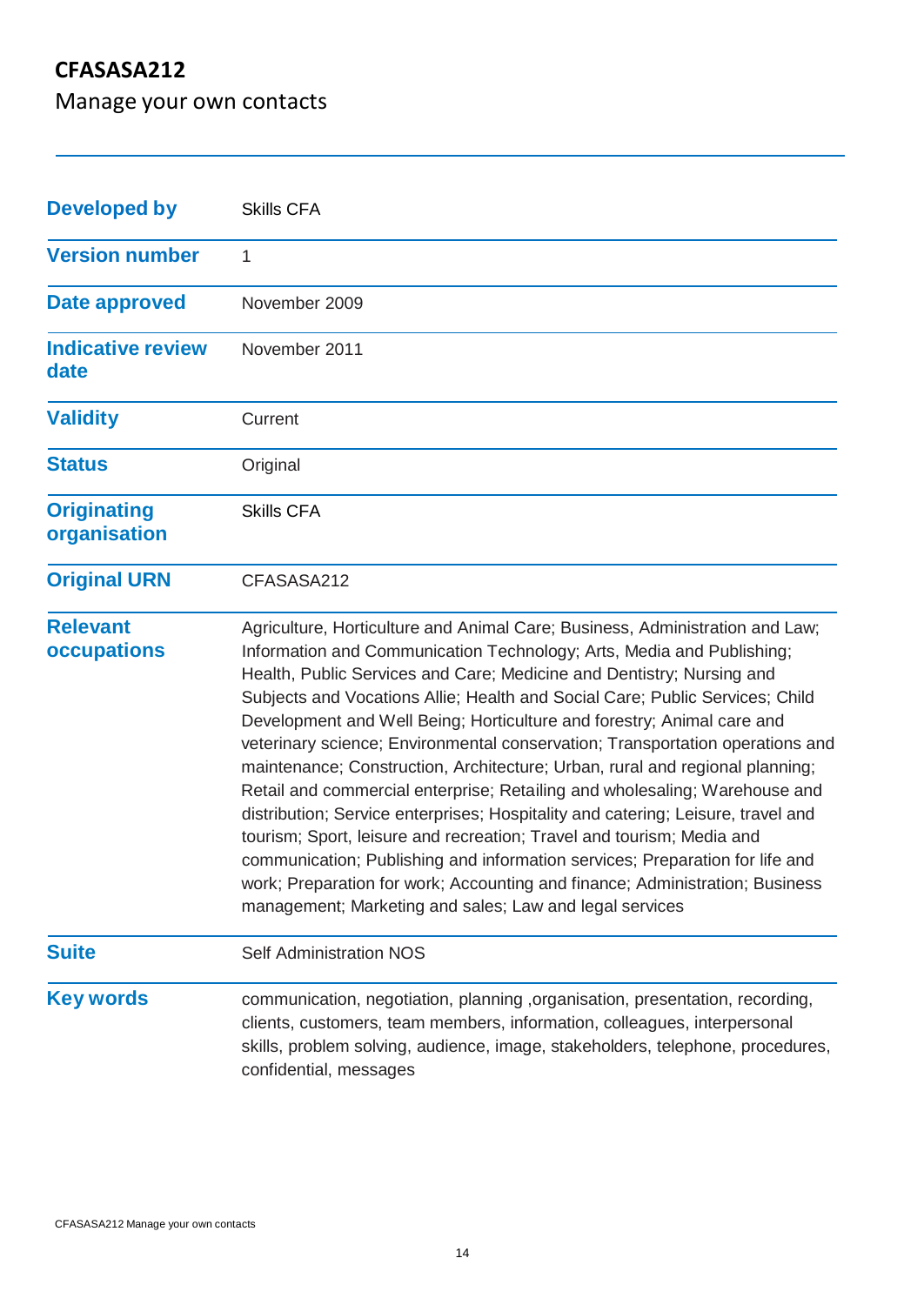# CFASASA212

Manage your own contacts

| | |
|---|---|
| **Developed by** | Skills CFA |
| **Version number** | 1 |
| **Date approved** | November 2009 |
| **Indicative review date** | November 2011 |
| **Validity** | Current |
| **Status** | Original |
| **Originating organisation** | Skills CFA |
| **Original URN** | CFASASA212 |
| **Relevant occupations** | Agriculture, Horticulture and Animal Care; Business, Administration and Law; Information and Communication Technology; Arts, Media and Publishing; Health, Public Services and Care; Medicine and Dentistry; Nursing and Subjects and Vocations Allie; Health and Social Care; Public Services; Child Development and Well Being; Horticulture and forestry; Animal care and veterinary science; Environmental conservation; Transportation operations and maintenance; Construction, Architecture; Urban, rural and regional planning; Retail and commercial enterprise; Retailing and wholesaling; Warehouse and distribution; Service enterprises; Hospitality and catering; Leisure, travel and tourism; Sport, leisure and recreation; Travel and tourism; Media and communication; Publishing and information services; Preparation for life and work; Preparation for work; Accounting and finance; Administration; Business management; Marketing and sales; Law and legal services |
| **Suite** | Self Administration NOS |
| **Key words** | communication, negotiation, planning ,organisation, presentation, recording, clients, customers, team members, information, colleagues, interpersonal skills, problem solving, audience, image, stakeholders, telephone, procedures, confidential, messages |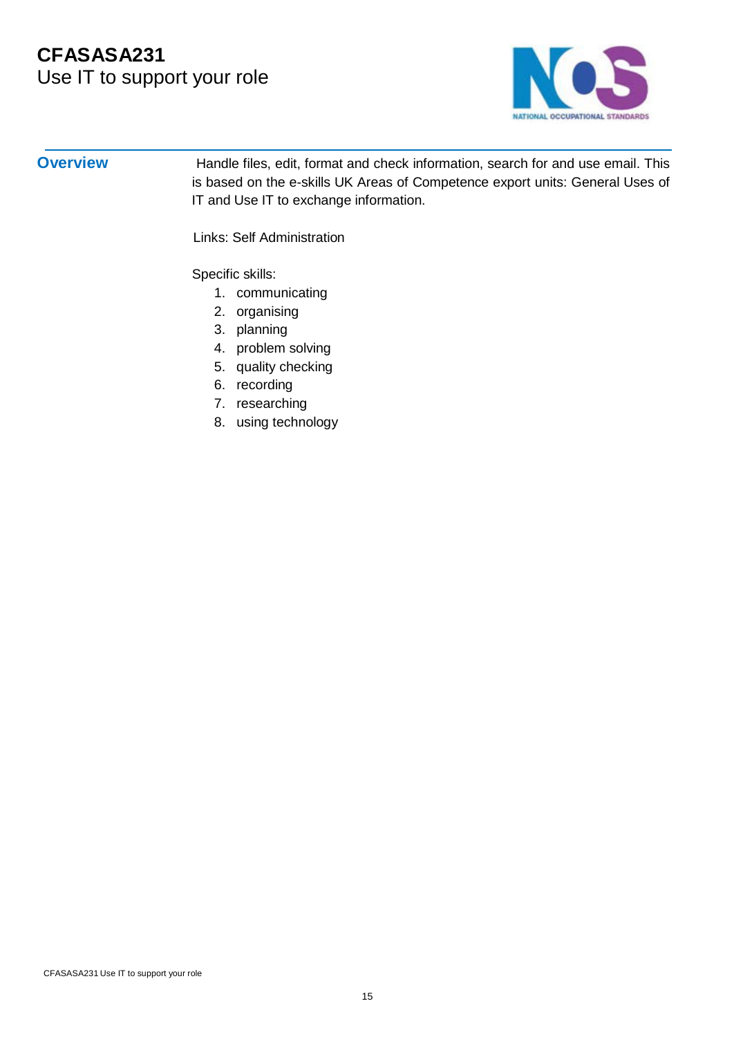# CFASASA231
## Use IT to support your role

## Overview

Handle files, edit, format and check information, search for and use email. This is based on the e-skills UK Areas of Competence export units: General Uses of IT and Use IT to exchange information.

Links: Self Administration

Specific skills:

1. communicating
2. organising
3. planning
4. problem solving
5. quality checking
6. recording
7. researching
8. using technology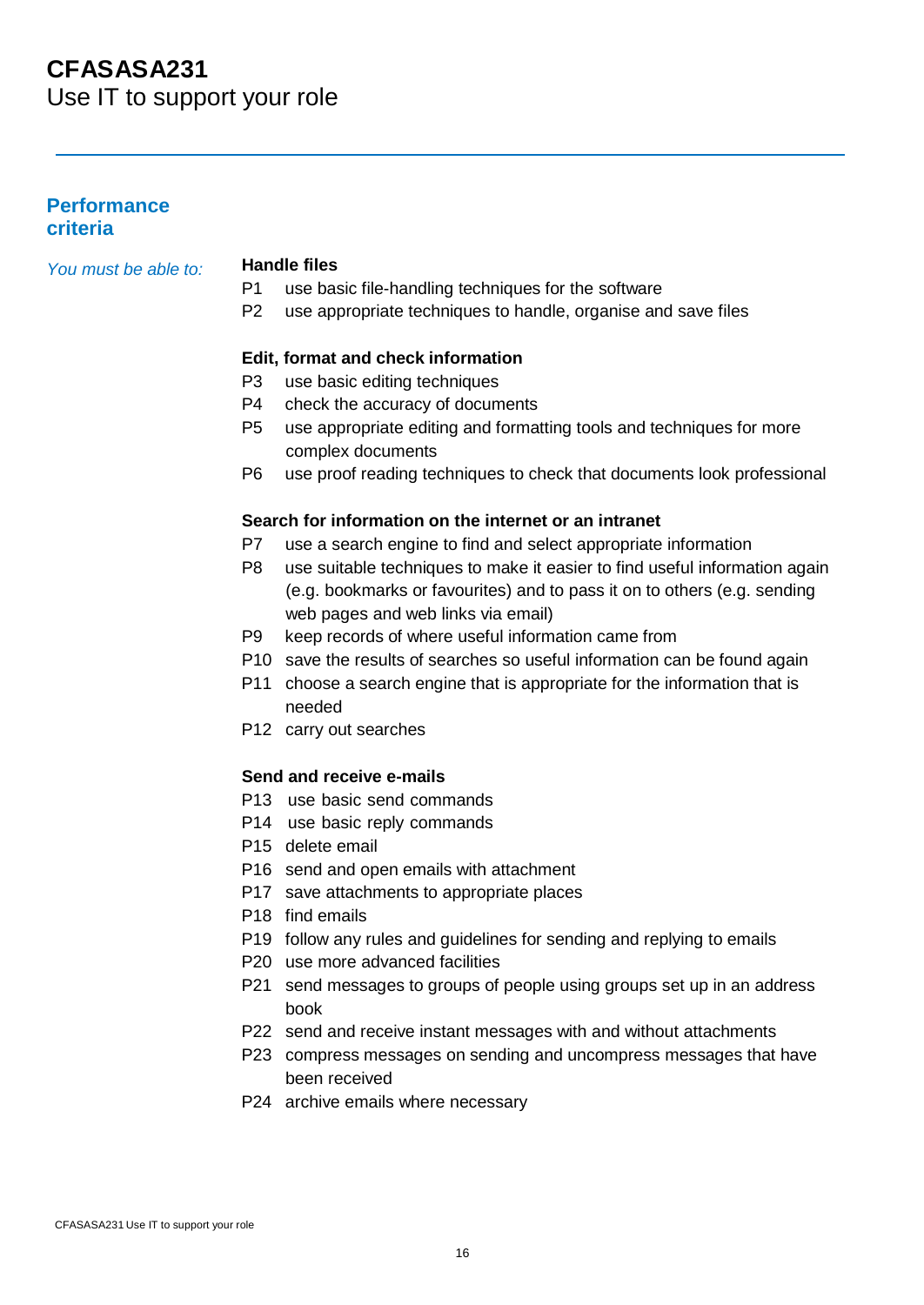# CFASASA231
Use IT to support your role

## Performance criteria

*You must be able to:*

**Handle files**

- P1 use basic file-handling techniques for the software
- P2 use appropriate techniques to handle, organise and save files

**Edit, format and check information**

- P3 use basic editing techniques
- P4 check the accuracy of documents
- P5 use appropriate editing and formatting tools and techniques for more complex documents
- P6 use proof reading techniques to check that documents look professional

**Search for information on the internet or an intranet**

- P7 use a search engine to find and select appropriate information
- P8 use suitable techniques to make it easier to find useful information again (e.g. bookmarks or favourites) and to pass it on to others (e.g. sending web pages and web links via email)
- P9 keep records of where useful information came from
- P10 save the results of searches so useful information can be found again
- P11 choose a search engine that is appropriate for the information that is needed
- P12 carry out searches

**Send and receive e-mails**

- P13 use basic send commands
- P14 use basic reply commands
- P15 delete email
- P16 send and open emails with attachment
- P17 save attachments to appropriate places
- P18 find emails
- P19 follow any rules and guidelines for sending and replying to emails
- P20 use more advanced facilities
- P21 send messages to groups of people using groups set up in an address book
- P22 send and receive instant messages with and without attachments
- P23 compress messages on sending and uncompress messages that have been received
- P24 archive emails where necessary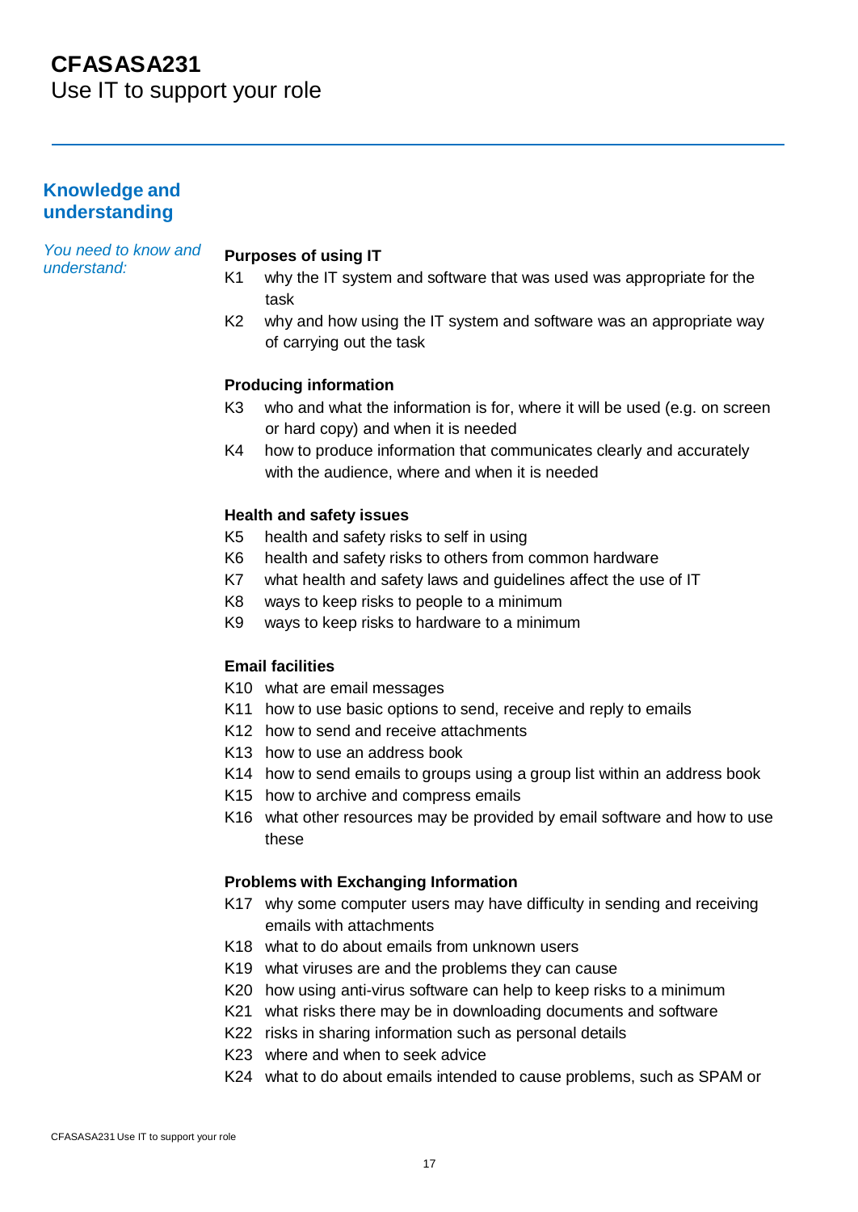# CFASASA231
Use IT to support your role

## Knowledge and understanding

*You need to know and understand:*

**Purposes of using IT**

- K1 why the IT system and software that was used was appropriate for the task
- K2 why and how using the IT system and software was an appropriate way of carrying out the task

**Producing information**

- K3 who and what the information is for, where it will be used (e.g. on screen or hard copy) and when it is needed
- K4 how to produce information that communicates clearly and accurately with the audience, where and when it is needed

**Health and safety issues**

- K5 health and safety risks to self in using
- K6 health and safety risks to others from common hardware
- K7 what health and safety laws and guidelines affect the use of IT
- K8 ways to keep risks to people to a minimum
- K9 ways to keep risks to hardware to a minimum

**Email facilities**

- K10 what are email messages
- K11 how to use basic options to send, receive and reply to emails
- K12 how to send and receive attachments
- K13 how to use an address book
- K14 how to send emails to groups using a group list within an address book
- K15 how to archive and compress emails
- K16 what other resources may be provided by email software and how to use these

**Problems with Exchanging Information**

- K17 why some computer users may have difficulty in sending and receiving emails with attachments
- K18 what to do about emails from unknown users
- K19 what viruses are and the problems they can cause
- K20 how using anti-virus software can help to keep risks to a minimum
- K21 what risks there may be in downloading documents and software
- K22 risks in sharing information such as personal details
- K23 where and when to seek advice
- K24 what to do about emails intended to cause problems, such as SPAM or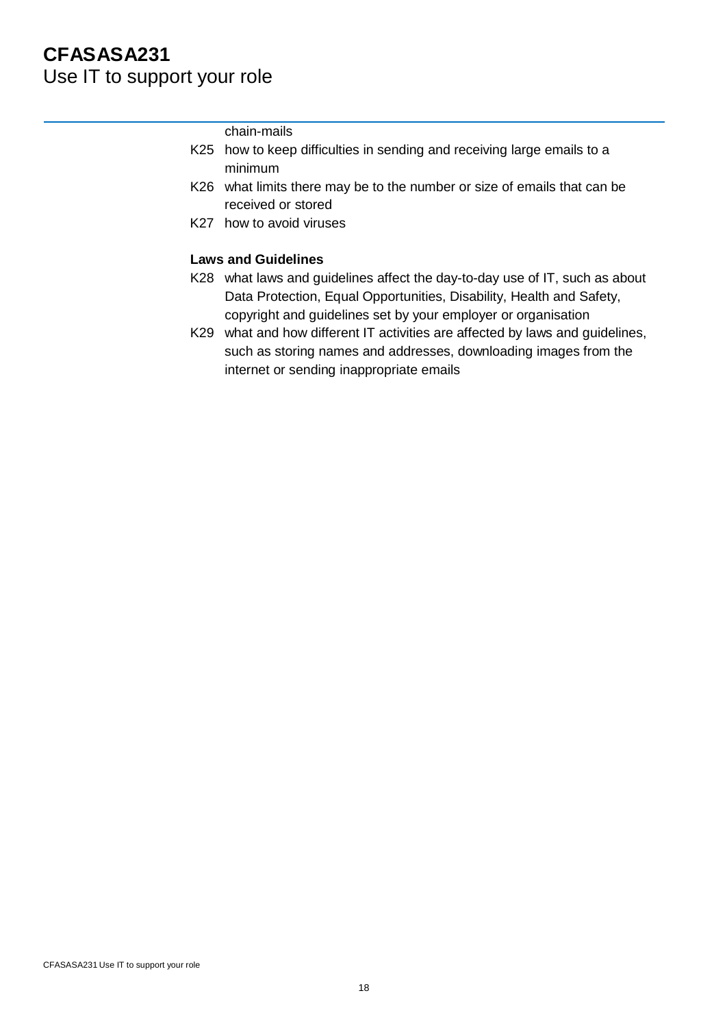chain-mails

K25 how to keep difficulties in sending and receiving large emails to a minimum

K26 what limits there may be to the number or size of emails that can be received or stored

K27 how to avoid viruses

**Laws and Guidelines**

K28 what laws and guidelines affect the day-to-day use of IT, such as about Data Protection, Equal Opportunities, Disability, Health and Safety, copyright and guidelines set by your employer or organisation

K29 what and how different IT activities are affected by laws and guidelines, such as storing names and addresses, downloading images from the internet or sending inappropriate emails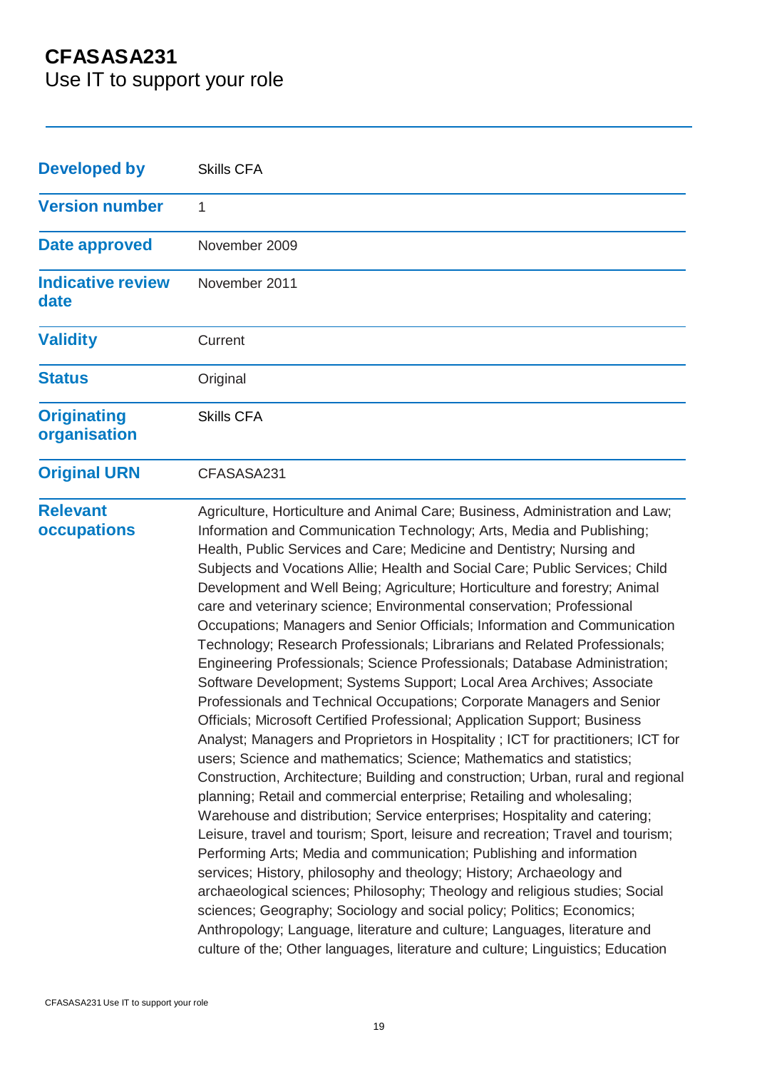# CFASASA231

## Use IT to support your role

| | |
|---|---|
| **Developed by** | Skills CFA |
| **Version number** | 1 |
| **Date approved** | November 2009 |
| **Indicative review date** | November 2011 |
| **Validity** | Current |
| **Status** | Original |
| **Originating organisation** | Skills CFA |
| **Original URN** | CFASASA231 |
| **Relevant occupations** | Agriculture, Horticulture and Animal Care; Business, Administration and Law; Information and Communication Technology; Arts, Media and Publishing; Health, Public Services and Care; Medicine and Dentistry; Nursing and Subjects and Vocations Allie; Health and Social Care; Public Services; Child Development and Well Being; Agriculture; Horticulture and forestry; Animal care and veterinary science; Environmental conservation; Professional Occupations; Managers and Senior Officials; Information and Communication Technology; Research Professionals; Librarians and Related Professionals; Engineering Professionals; Science Professionals; Database Administration; Software Development; Systems Support; Local Area Archives; Associate Professionals and Technical Occupations; Corporate Managers and Senior Officials; Microsoft Certified Professional; Application Support; Business Analyst; Managers and Proprietors in Hospitality ; ICT for practitioners; ICT for users; Science and mathematics; Science; Mathematics and statistics; Construction, Architecture; Building and construction; Urban, rural and regional planning; Retail and commercial enterprise; Retailing and wholesaling; Warehouse and distribution; Service enterprises; Hospitality and catering; Leisure, travel and tourism; Sport, leisure and recreation; Travel and tourism; Performing Arts; Media and communication; Publishing and information services; History, philosophy and theology; History; Archaeology and archaeological sciences; Philosophy; Theology and religious studies; Social sciences; Geography; Sociology and social policy; Politics; Economics; Anthropology; Language, literature and culture; Languages, literature and culture of the; Other languages, literature and culture; Linguistics; Education |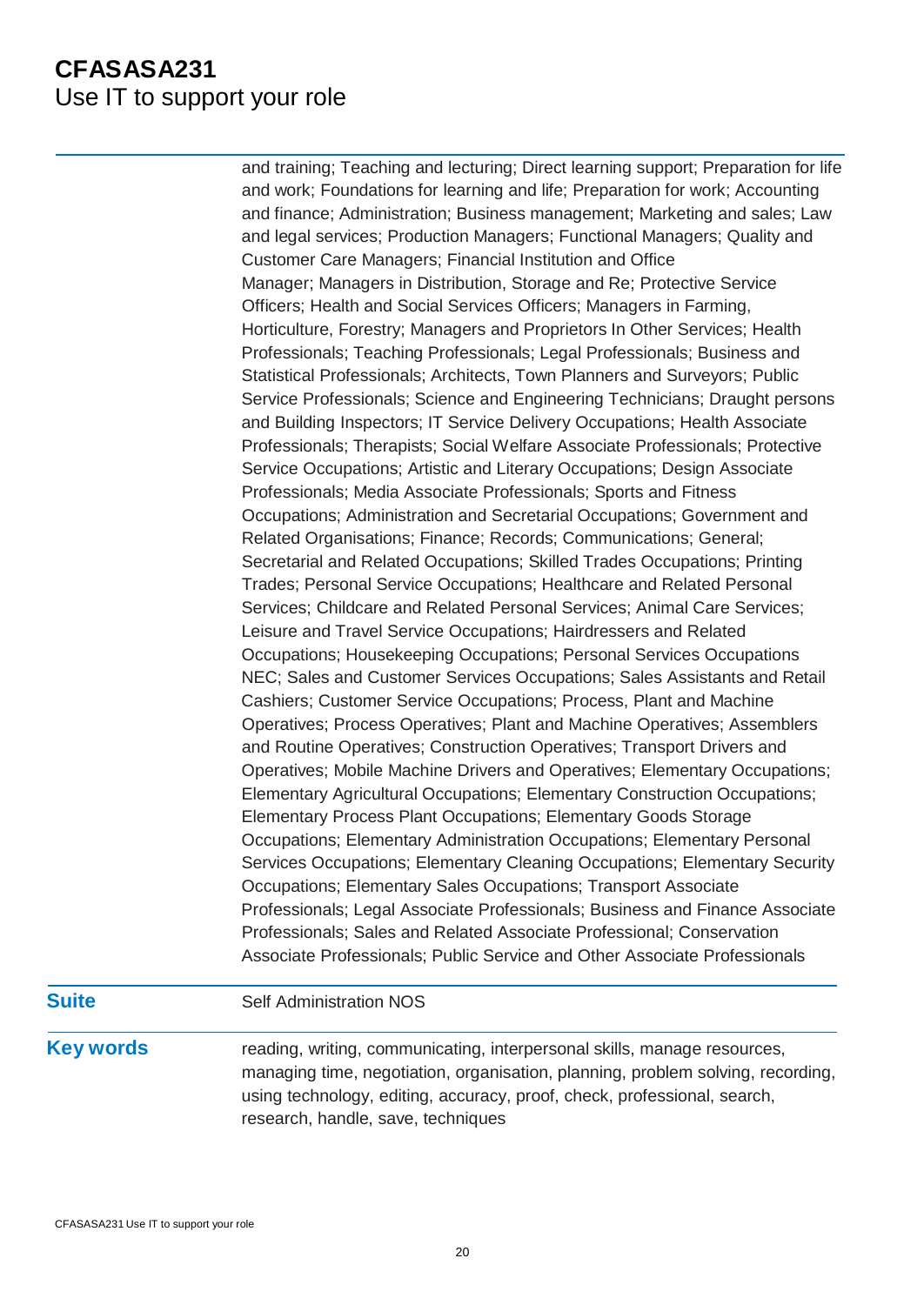| | |
|---|---|
| | and training; Teaching and lecturing; Direct learning support; Preparation for life and work; Foundations for learning and life; Preparation for work; Accounting and finance; Administration; Business management; Marketing and sales; Law and legal services; Production Managers; Functional Managers; Quality and Customer Care Managers; Financial Institution and Office Manager; Managers in Distribution, Storage and Re; Protective Service Officers; Health and Social Services Officers; Managers in Farming, Horticulture, Forestry; Managers and Proprietors In Other Services; Health Professionals; Teaching Professionals; Legal Professionals; Business and Statistical Professionals; Architects, Town Planners and Surveyors; Public Service Professionals; Science and Engineering Technicians; Draught persons and Building Inspectors; IT Service Delivery Occupations; Health Associate Professionals; Therapists; Social Welfare Associate Professionals; Protective Service Occupations; Artistic and Literary Occupations; Design Associate Professionals; Media Associate Professionals; Sports and Fitness Occupations; Administration and Secretarial Occupations; Government and Related Organisations; Finance; Records; Communications; General; Secretarial and Related Occupations; Skilled Trades Occupations; Printing Trades; Personal Service Occupations; Healthcare and Related Personal Services; Childcare and Related Personal Services; Animal Care Services; Leisure and Travel Service Occupations; Hairdressers and Related Occupations; Housekeeping Occupations; Personal Services Occupations NEC; Sales and Customer Services Occupations; Sales Assistants and Retail Cashiers; Customer Service Occupations; Process, Plant and Machine Operatives; Process Operatives; Plant and Machine Operatives; Assemblers and Routine Operatives; Construction Operatives; Transport Drivers and Operatives; Mobile Machine Drivers and Operatives; Elementary Occupations; Elementary Agricultural Occupations; Elementary Construction Occupations; Elementary Process Plant Occupations; Elementary Goods Storage Occupations; Elementary Administration Occupations; Elementary Personal Services Occupations; Elementary Cleaning Occupations; Elementary Security Occupations; Elementary Sales Occupations; Transport Associate Professionals; Legal Associate Professionals; Business and Finance Associate Professionals; Sales and Related Associate Professional; Conservation Associate Professionals; Public Service and Other Associate Professionals |
| **Suite** | Self Administration NOS |
| **Key words** | reading, writing, communicating, interpersonal skills, manage resources, managing time, negotiation, organisation, planning, problem solving, recording, using technology, editing, accuracy, proof, check, professional, search, research, handle, save, techniques |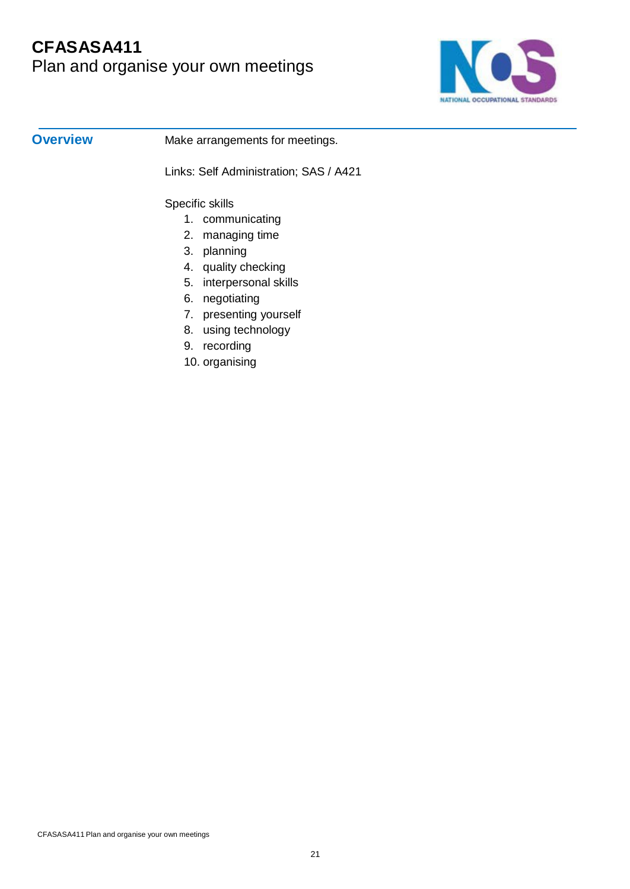# CFASASA411
## Plan and organise your own meetings

### Overview

Make arrangements for meetings.

Links: Self Administration; SAS / A421

Specific skills

1. communicating
2. managing time
3. planning
4. quality checking
5. interpersonal skills
6. negotiating
7. presenting yourself
8. using technology
9. recording
10. organising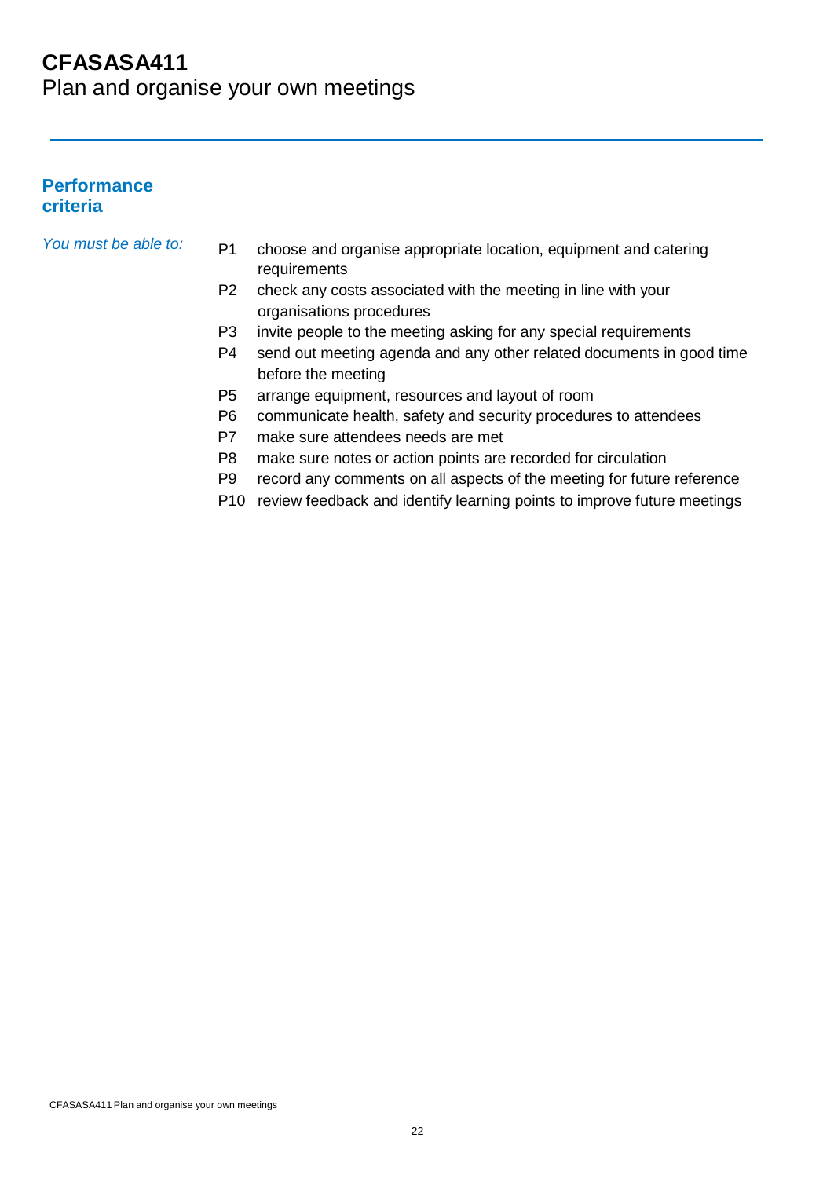# CFASASA411

Plan and organise your own meetings

## Performance criteria

*You must be able to:*

- P1 choose and organise appropriate location, equipment and catering requirements
- P2 check any costs associated with the meeting in line with your organisations procedures
- P3 invite people to the meeting asking for any special requirements
- P4 send out meeting agenda and any other related documents in good time before the meeting
- P5 arrange equipment, resources and layout of room
- P6 communicate health, safety and security procedures to attendees
- P7 make sure attendees needs are met
- P8 make sure notes or action points are recorded for circulation
- P9 record any comments on all aspects of the meeting for future reference
- P10 review feedback and identify learning points to improve future meetings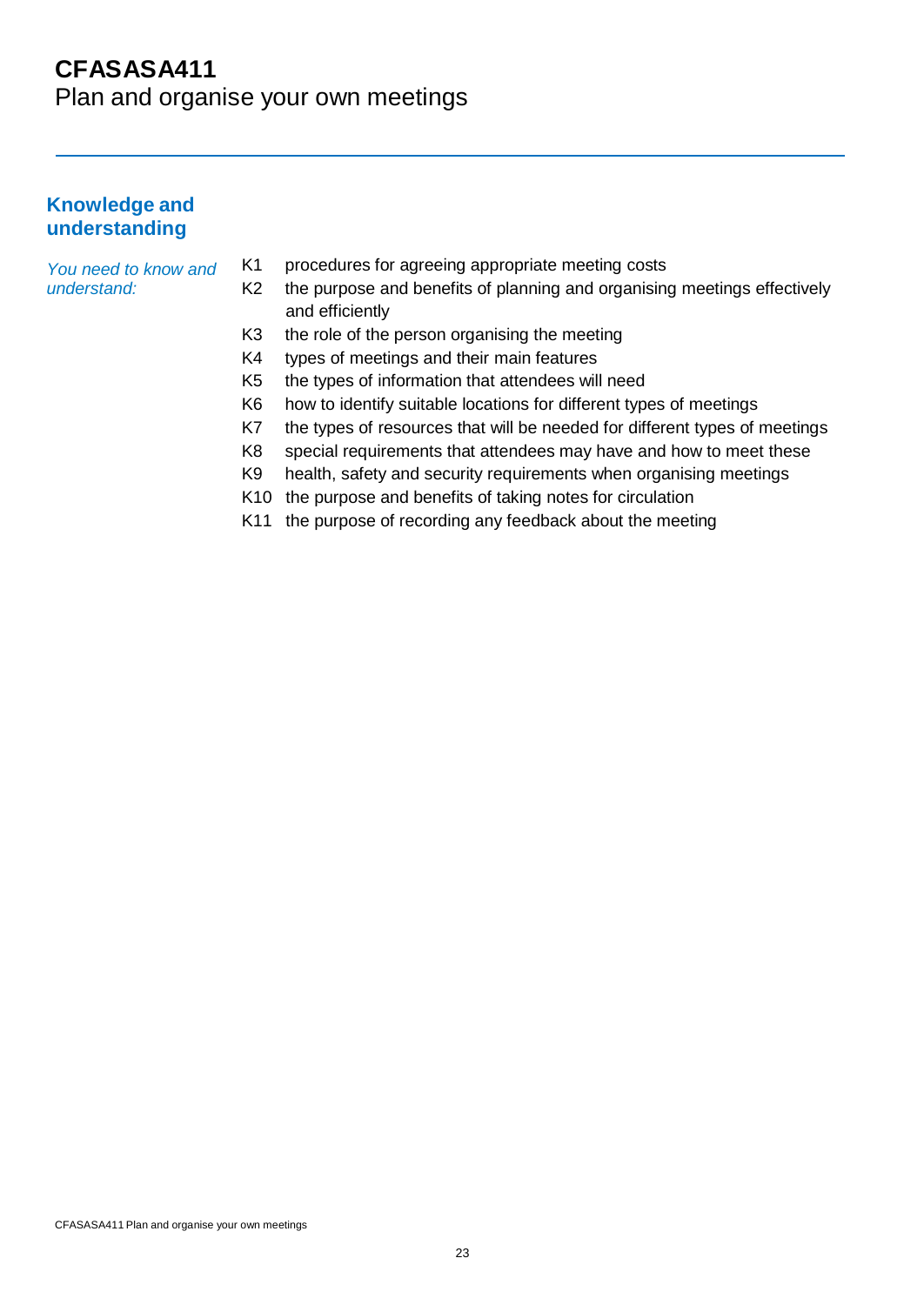# CFASASA411

Plan and organise your own meetings

## Knowledge and understanding

*You need to know and understand:*

K1 procedures for agreeing appropriate meeting costs

K2 the purpose and benefits of planning and organising meetings effectively and efficiently

K3 the role of the person organising the meeting

K4 types of meetings and their main features

K5 the types of information that attendees will need

K6 how to identify suitable locations for different types of meetings

K7 the types of resources that will be needed for different types of meetings

K8 special requirements that attendees may have and how to meet these

K9 health, safety and security requirements when organising meetings

K10 the purpose and benefits of taking notes for circulation

K11 the purpose of recording any feedback about the meeting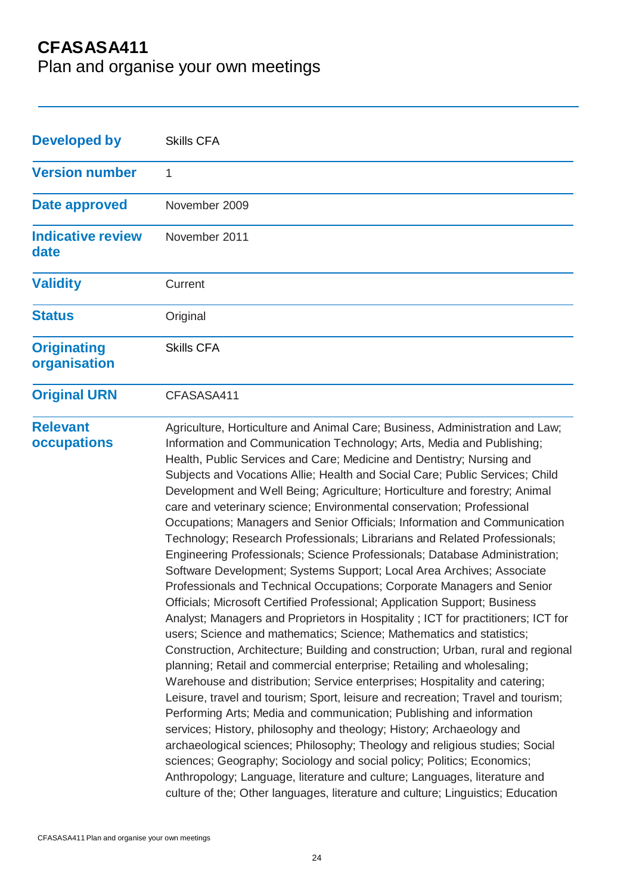# CFASASA411

Plan and organise your own meetings

| | |
|---|---|
| **Developed by** | Skills CFA |
| **Version number** | 1 |
| **Date approved** | November 2009 |
| **Indicative review date** | November 2011 |
| **Validity** | Current |
| **Status** | Original |
| **Originating organisation** | Skills CFA |
| **Original URN** | CFASASA411 |
| **Relevant occupations** | Agriculture, Horticulture and Animal Care; Business, Administration and Law; Information and Communication Technology; Arts, Media and Publishing; Health, Public Services and Care; Medicine and Dentistry; Nursing and Subjects and Vocations Allie; Health and Social Care; Public Services; Child Development and Well Being; Agriculture; Horticulture and forestry; Animal care and veterinary science; Environmental conservation; Professional Occupations; Managers and Senior Officials; Information and Communication Technology; Research Professionals; Librarians and Related Professionals; Engineering Professionals; Science Professionals; Database Administration; Software Development; Systems Support; Local Area Archives; Associate Professionals and Technical Occupations; Corporate Managers and Senior Officials; Microsoft Certified Professional; Application Support; Business Analyst; Managers and Proprietors in Hospitality ; ICT for practitioners; ICT for users; Science and mathematics; Science; Mathematics and statistics; Construction, Architecture; Building and construction; Urban, rural and regional planning; Retail and commercial enterprise; Retailing and wholesaling; Warehouse and distribution; Service enterprises; Hospitality and catering; Leisure, travel and tourism; Sport, leisure and recreation; Travel and tourism; Performing Arts; Media and communication; Publishing and information services; History, philosophy and theology; History; Archaeology and archaeological sciences; Philosophy; Theology and religious studies; Social sciences; Geography; Sociology and social policy; Politics; Economics; Anthropology; Language, literature and culture; Languages, literature and culture of the; Other languages, literature and culture; Linguistics; Education |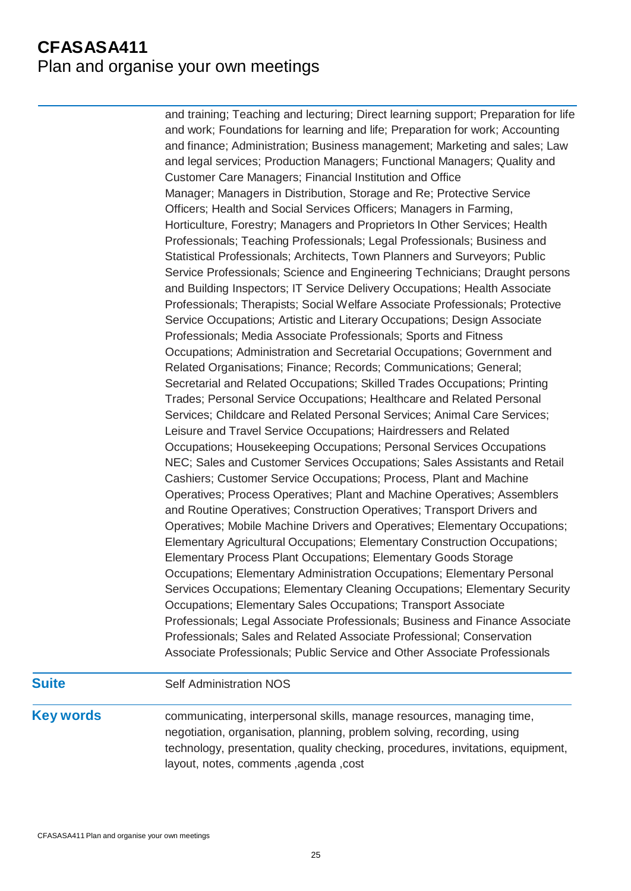and training; Teaching and lecturing; Direct learning support; Preparation for life and work; Foundations for learning and life; Preparation for work; Accounting and finance; Administration; Business management; Marketing and sales; Law and legal services; Production Managers; Functional Managers; Quality and Customer Care Managers; Financial Institution and Office Manager; Managers in Distribution, Storage and Re; Protective Service Officers; Health and Social Services Officers; Managers in Farming, Horticulture, Forestry; Managers and Proprietors In Other Services; Health Professionals; Teaching Professionals; Legal Professionals; Business and Statistical Professionals; Architects, Town Planners and Surveyors; Public Service Professionals; Science and Engineering Technicians; Draught persons and Building Inspectors; IT Service Delivery Occupations; Health Associate Professionals; Therapists; Social Welfare Associate Professionals; Protective Service Occupations; Artistic and Literary Occupations; Design Associate Professionals; Media Associate Professionals; Sports and Fitness Occupations; Administration and Secretarial Occupations; Government and Related Organisations; Finance; Records; Communications; General; Secretarial and Related Occupations; Skilled Trades Occupations; Printing Trades; Personal Service Occupations; Healthcare and Related Personal Services; Childcare and Related Personal Services; Animal Care Services; Leisure and Travel Service Occupations; Hairdressers and Related Occupations; Housekeeping Occupations; Personal Services Occupations NEC; Sales and Customer Services Occupations; Sales Assistants and Retail Cashiers; Customer Service Occupations; Process, Plant and Machine Operatives; Process Operatives; Plant and Machine Operatives; Assemblers and Routine Operatives; Construction Operatives; Transport Drivers and Operatives; Mobile Machine Drivers and Operatives; Elementary Occupations; Elementary Agricultural Occupations; Elementary Construction Occupations; Elementary Process Plant Occupations; Elementary Goods Storage Occupations; Elementary Administration Occupations; Elementary Personal Services Occupations; Elementary Cleaning Occupations; Elementary Security Occupations; Elementary Sales Occupations; Transport Associate Professionals; Legal Associate Professionals; Business and Finance Associate Professionals; Sales and Related Associate Professional; Conservation Associate Professionals; Public Service and Other Associate Professionals

| | |
|---|---|
| **Suite** | Self Administration NOS |
| **Key words** | communicating, interpersonal skills, manage resources, managing time, negotiation, organisation, planning, problem solving, recording, using technology, presentation, quality checking, procedures, invitations, equipment, layout, notes, comments ,agenda ,cost |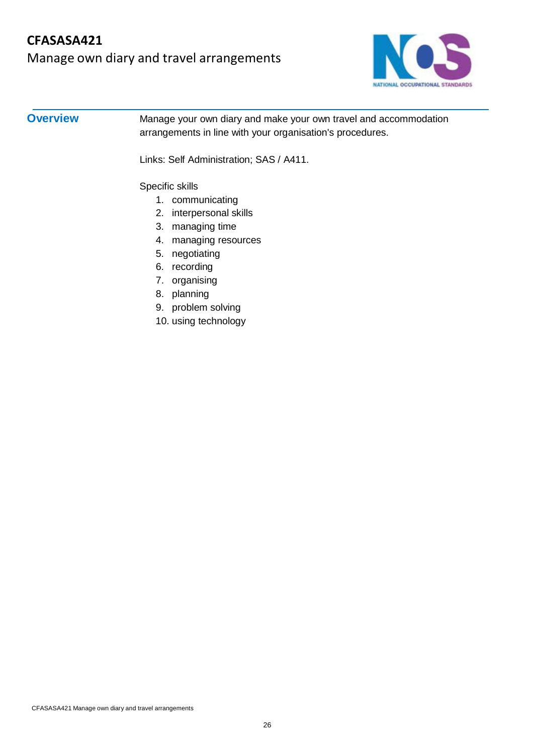# CFASASA421

## Manage own diary and travel arrangements

### Overview

Manage your own diary and make your own travel and accommodation arrangements in line with your organisation's procedures.

Links: Self Administration; SAS / A411.

Specific skills

1. communicating
2. interpersonal skills
3. managing time
4. managing resources
5. negotiating
6. recording
7. organising
8. planning
9. problem solving
10. using technology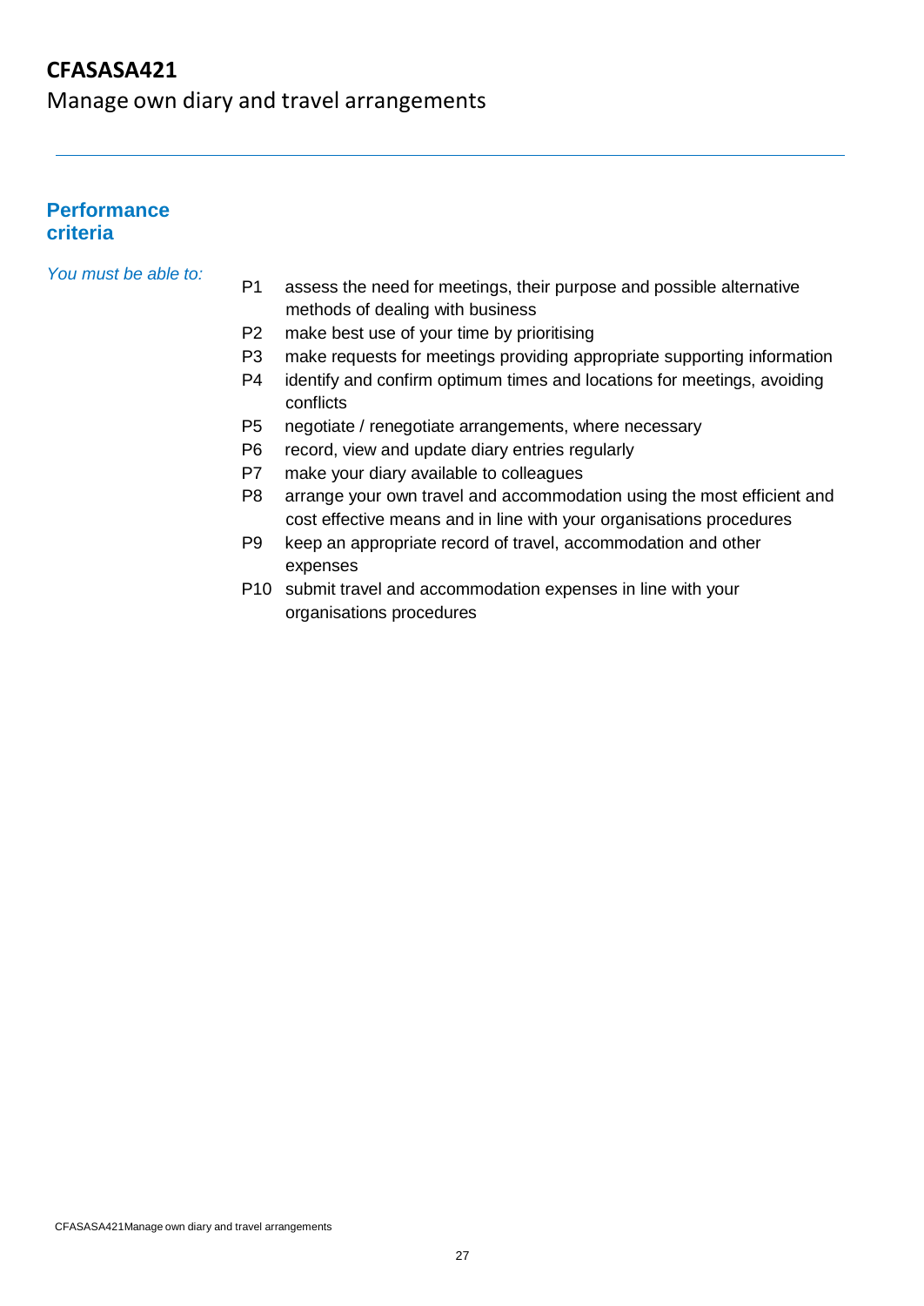# CFASASA421

## Manage own diary and travel arrangements

### Performance criteria

*You must be able to:*

- P1 assess the need for meetings, their purpose and possible alternative methods of dealing with business
- P2 make best use of your time by prioritising
- P3 make requests for meetings providing appropriate supporting information
- P4 identify and confirm optimum times and locations for meetings, avoiding conflicts
- P5 negotiate / renegotiate arrangements, where necessary
- P6 record, view and update diary entries regularly
- P7 make your diary available to colleagues
- P8 arrange your own travel and accommodation using the most efficient and cost effective means and in line with your organisations procedures
- P9 keep an appropriate record of travel, accommodation and other expenses
- P10 submit travel and accommodation expenses in line with your organisations procedures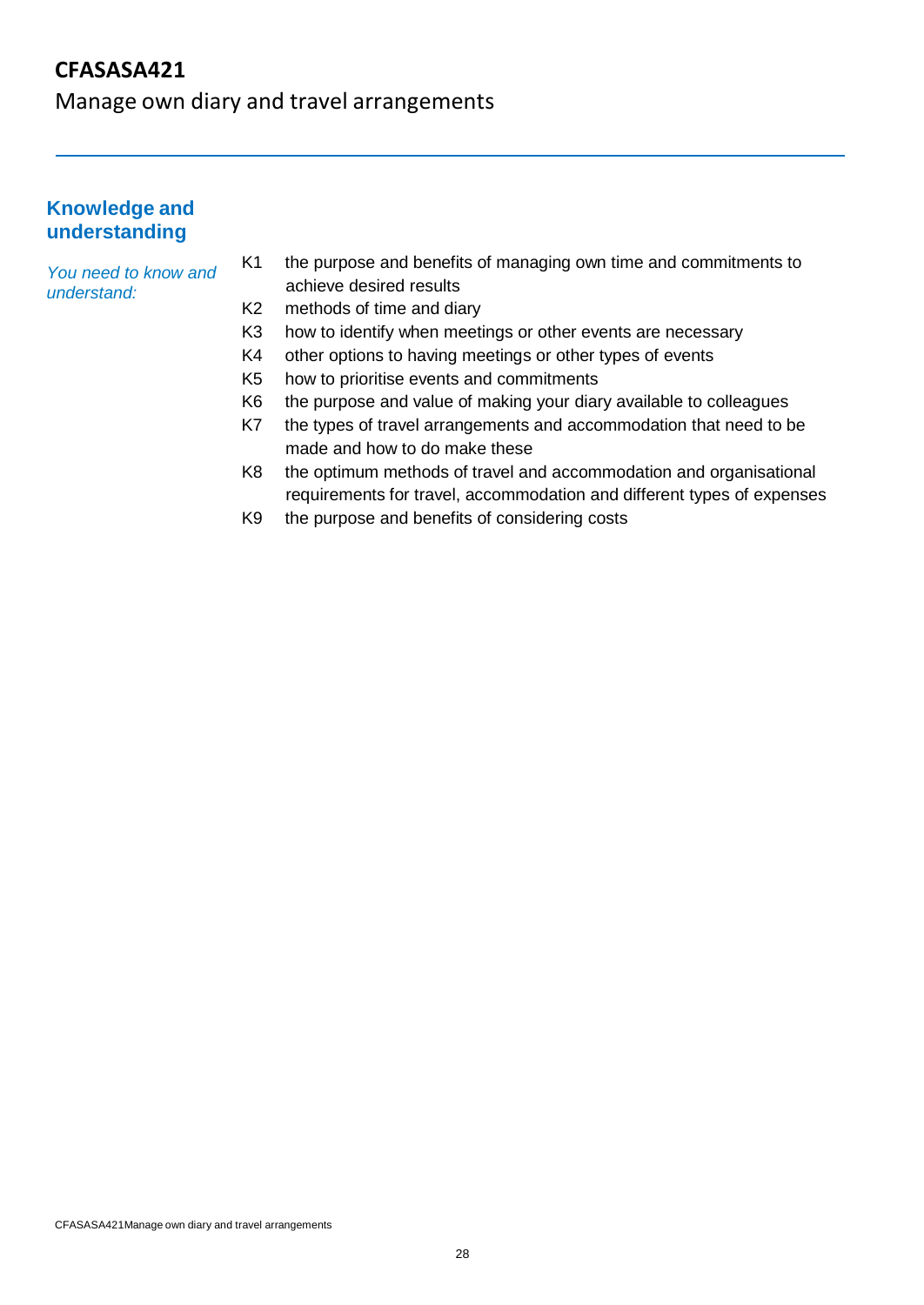# CFASASA421

Manage own diary and travel arrangements

## Knowledge and understanding

*You need to know and understand:*

- K1 the purpose and benefits of managing own time and commitments to achieve desired results
- K2 methods of time and diary
- K3 how to identify when meetings or other events are necessary
- K4 other options to having meetings or other types of events
- K5 how to prioritise events and commitments
- K6 the purpose and value of making your diary available to colleagues
- K7 the types of travel arrangements and accommodation that need to be made and how to do make these
- K8 the optimum methods of travel and accommodation and organisational requirements for travel, accommodation and different types of expenses
- K9 the purpose and benefits of considering costs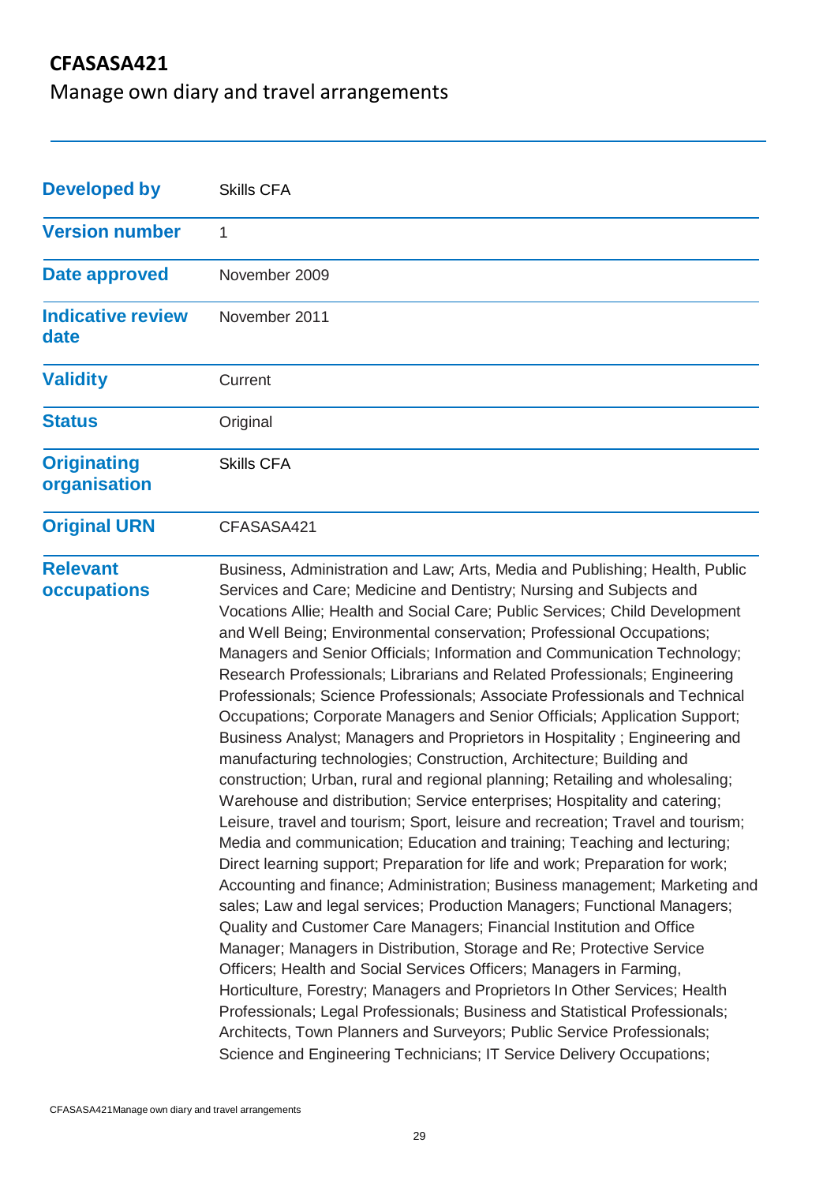# CFASASA421

## Manage own diary and travel arrangements

| | |
|---|---|
| **Developed by** | Skills CFA |
| **Version number** | 1 |
| **Date approved** | November 2009 |
| **Indicative review date** | November 2011 |
| **Validity** | Current |
| **Status** | Original |
| **Originating organisation** | Skills CFA |
| **Original URN** | CFASASA421 |
| **Relevant occupations** | Business, Administration and Law; Arts, Media and Publishing; Health, Public Services and Care; Medicine and Dentistry; Nursing and Subjects and Vocations Allie; Health and Social Care; Public Services; Child Development and Well Being; Environmental conservation; Professional Occupations; Managers and Senior Officials; Information and Communication Technology; Research Professionals; Librarians and Related Professionals; Engineering Professionals; Science Professionals; Associate Professionals and Technical Occupations; Corporate Managers and Senior Officials; Application Support; Business Analyst; Managers and Proprietors in Hospitality ; Engineering and manufacturing technologies; Construction, Architecture; Building and construction; Urban, rural and regional planning; Retailing and wholesaling; Warehouse and distribution; Service enterprises; Hospitality and catering; Leisure, travel and tourism; Sport, leisure and recreation; Travel and tourism; Media and communication; Education and training; Teaching and lecturing; Direct learning support; Preparation for life and work; Preparation for work; Accounting and finance; Administration; Business management; Marketing and sales; Law and legal services; Production Managers; Functional Managers; Quality and Customer Care Managers; Financial Institution and Office Manager; Managers in Distribution, Storage and Re; Protective Service Officers; Health and Social Services Officers; Managers in Farming, Horticulture, Forestry; Managers and Proprietors In Other Services; Health Professionals; Legal Professionals; Business and Statistical Professionals; Architects, Town Planners and Surveyors; Public Service Professionals; Science and Engineering Technicians; IT Service Delivery Occupations; |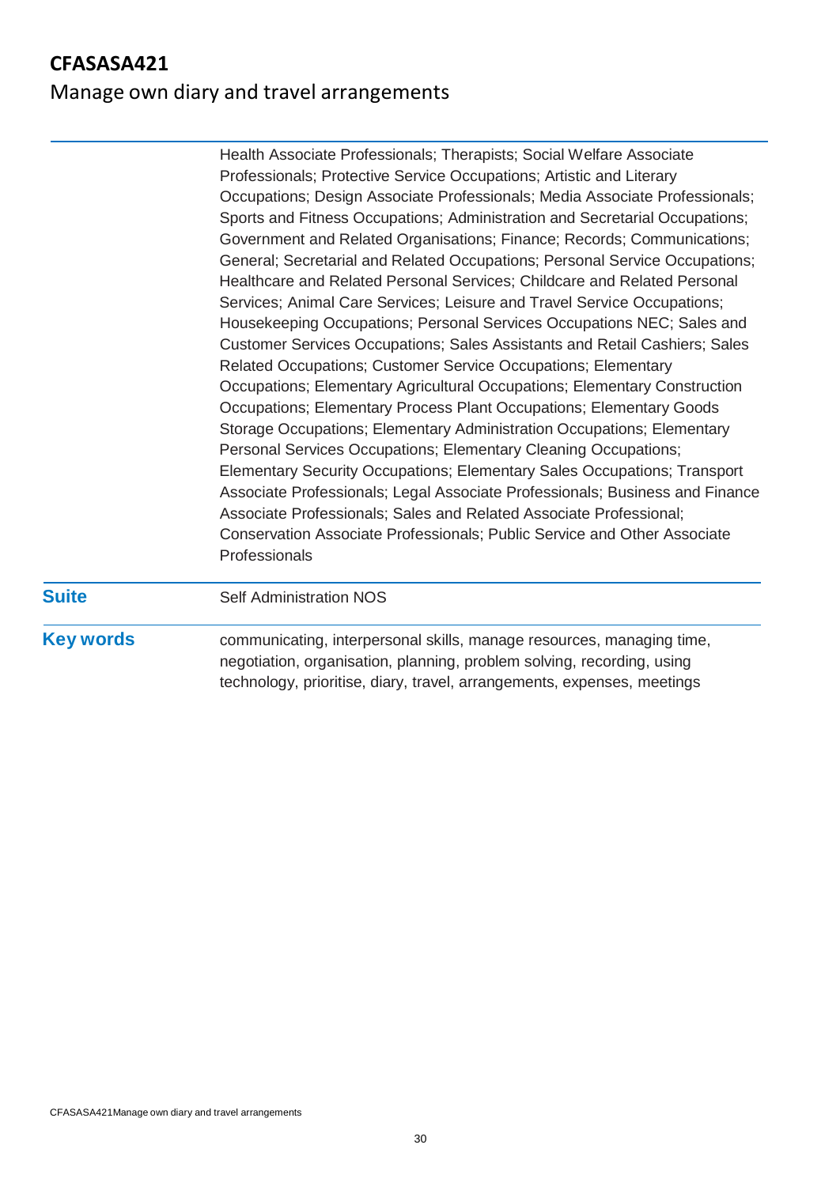# CFASASA421

## Manage own diary and travel arrangements

| | |
|---|---|
| | Health Associate Professionals; Therapists; Social Welfare Associate Professionals; Protective Service Occupations; Artistic and Literary Occupations; Design Associate Professionals; Media Associate Professionals; Sports and Fitness Occupations; Administration and Secretarial Occupations; Government and Related Organisations; Finance; Records; Communications; General; Secretarial and Related Occupations; Personal Service Occupations; Healthcare and Related Personal Services; Childcare and Related Personal Services; Animal Care Services; Leisure and Travel Service Occupations; Housekeeping Occupations; Personal Services Occupations NEC; Sales and Customer Services Occupations; Sales Assistants and Retail Cashiers; Sales Related Occupations; Customer Service Occupations; Elementary Occupations; Elementary Agricultural Occupations; Elementary Construction Occupations; Elementary Process Plant Occupations; Elementary Goods Storage Occupations; Elementary Administration Occupations; Elementary Personal Services Occupations; Elementary Cleaning Occupations; Elementary Security Occupations; Elementary Sales Occupations; Transport Associate Professionals; Legal Associate Professionals; Business and Finance Associate Professionals; Sales and Related Associate Professional; Conservation Associate Professionals; Public Service and Other Associate Professionals |
| **Suite** | Self Administration NOS |
| **Key words** | communicating, interpersonal skills, manage resources, managing time, negotiation, organisation, planning, problem solving, recording, using technology, prioritise, diary, travel, arrangements, expenses, meetings |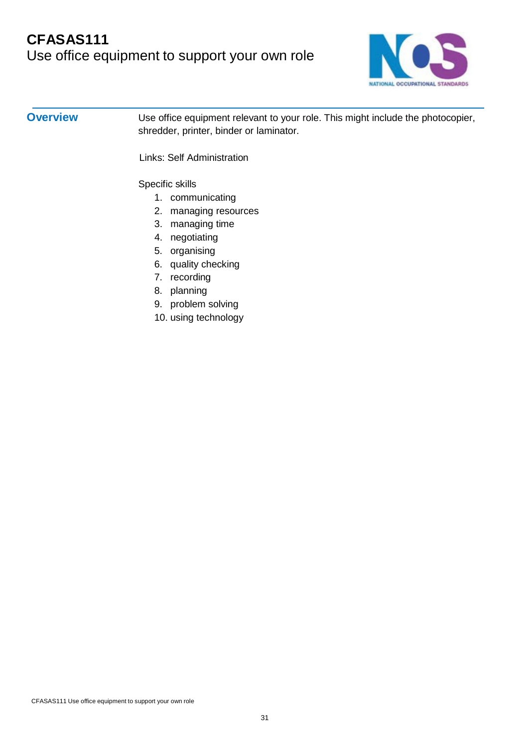# CFASAS111
## Use office equipment to support your own role

### Overview

Use office equipment relevant to your role. This might include the photocopier, shredder, printer, binder or laminator.

Links: Self Administration

Specific skills

1. communicating
2. managing resources
3. managing time
4. negotiating
5. organising
6. quality checking
7. recording
8. planning
9. problem solving
10. using technology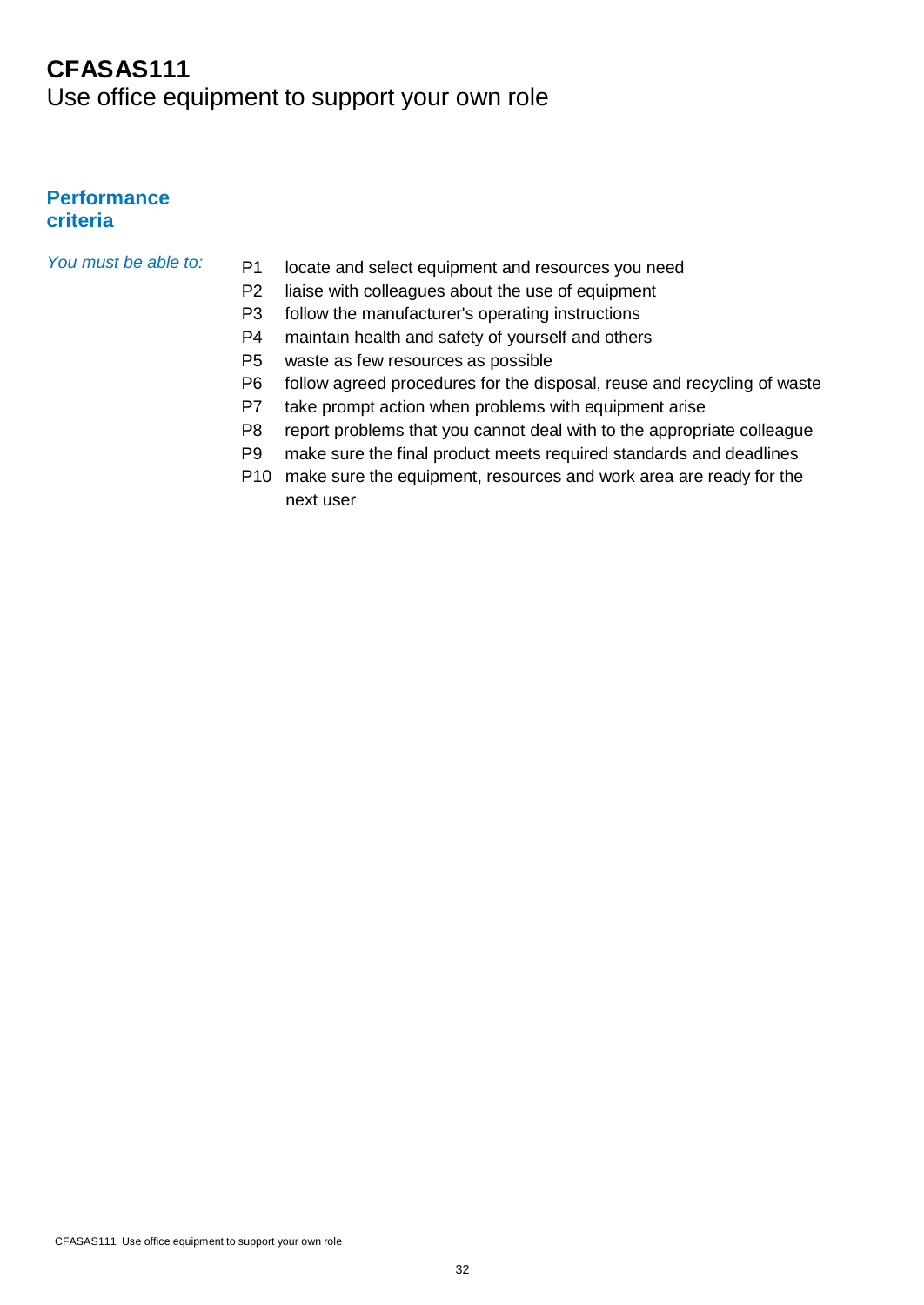# CFASAS111
## Use office equipment to support your own role

---

### Performance criteria

*You must be able to:*

P1 locate and select equipment and resources you need

P2 liaise with colleagues about the use of equipment

P3 follow the manufacturer's operating instructions

P4 maintain health and safety of yourself and others

P5 waste as few resources as possible

P6 follow agreed procedures for the disposal, reuse and recycling of waste

P7 take prompt action when problems with equipment arise

P8 report problems that you cannot deal with to the appropriate colleague

P9 make sure the final product meets required standards and deadlines

P10 make sure the equipment, resources and work area are ready for the next user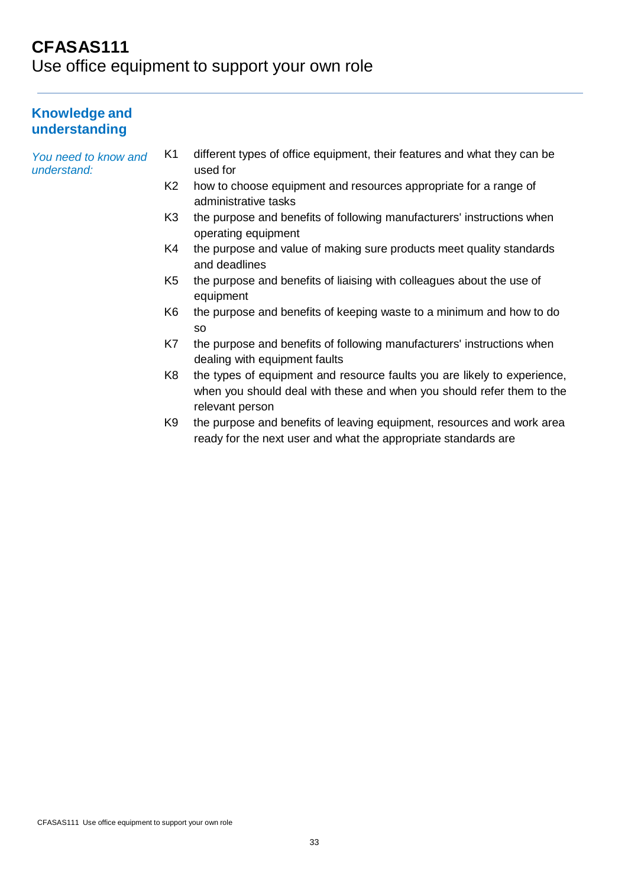# CFASAS111
Use office equipment to support your own role

## Knowledge and understanding

*You need to know and understand:*

- K1 different types of office equipment, their features and what they can be used for
- K2 how to choose equipment and resources appropriate for a range of administrative tasks
- K3 the purpose and benefits of following manufacturers' instructions when operating equipment
- K4 the purpose and value of making sure products meet quality standards and deadlines
- K5 the purpose and benefits of liaising with colleagues about the use of equipment
- K6 the purpose and benefits of keeping waste to a minimum and how to do so
- K7 the purpose and benefits of following manufacturers' instructions when dealing with equipment faults
- K8 the types of equipment and resource faults you are likely to experience, when you should deal with these and when you should refer them to the relevant person
- K9 the purpose and benefits of leaving equipment, resources and work area ready for the next user and what the appropriate standards are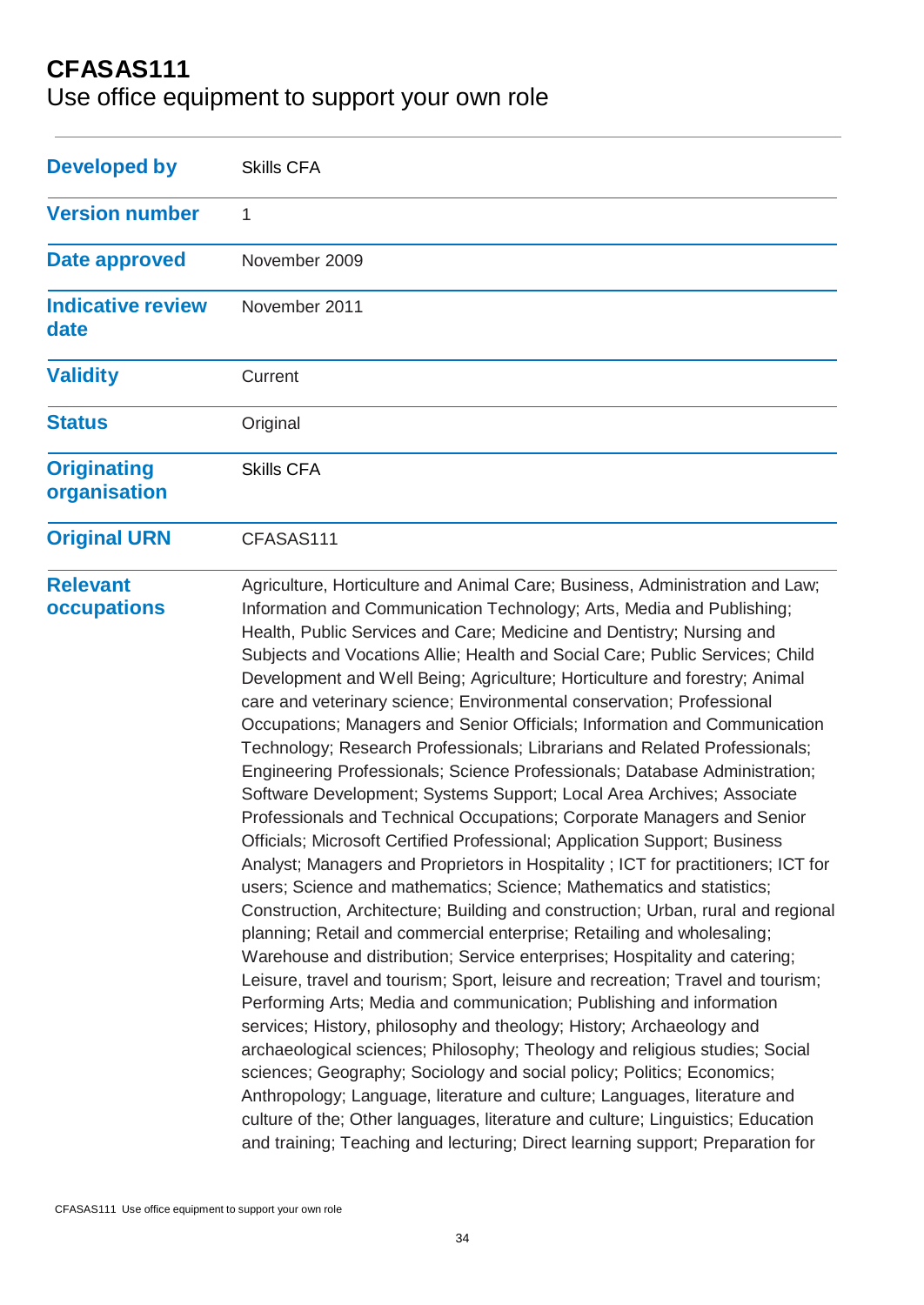# CFASAS111

Use office equipment to support your own role

| | |
|---|---|
| **Developed by** | Skills CFA |
| **Version number** | 1 |
| **Date approved** | November 2009 |
| **Indicative review date** | November 2011 |
| **Validity** | Current |
| **Status** | Original |
| **Originating organisation** | Skills CFA |
| **Original URN** | CFASAS111 |
| **Relevant occupations** | Agriculture, Horticulture and Animal Care; Business, Administration and Law; Information and Communication Technology; Arts, Media and Publishing; Health, Public Services and Care; Medicine and Dentistry; Nursing and Subjects and Vocations Allie; Health and Social Care; Public Services; Child Development and Well Being; Agriculture; Horticulture and forestry; Animal care and veterinary science; Environmental conservation; Professional Occupations; Managers and Senior Officials; Information and Communication Technology; Research Professionals; Librarians and Related Professionals; Engineering Professionals; Science Professionals; Database Administration; Software Development; Systems Support; Local Area Archives; Associate Professionals and Technical Occupations; Corporate Managers and Senior Officials; Microsoft Certified Professional; Application Support; Business Analyst; Managers and Proprietors in Hospitality ; ICT for practitioners; ICT for users; Science and mathematics; Science; Mathematics and statistics; Construction, Architecture; Building and construction; Urban, rural and regional planning; Retail and commercial enterprise; Retailing and wholesaling; Warehouse and distribution; Service enterprises; Hospitality and catering; Leisure, travel and tourism; Sport, leisure and recreation; Travel and tourism; Performing Arts; Media and communication; Publishing and information services; History, philosophy and theology; History; Archaeology and archaeological sciences; Philosophy; Theology and religious studies; Social sciences; Geography; Sociology and social policy; Politics; Economics; Anthropology; Language, literature and culture; Languages, literature and culture of the; Other languages, literature and culture; Linguistics; Education and training; Teaching and lecturing; Direct learning support; Preparation for |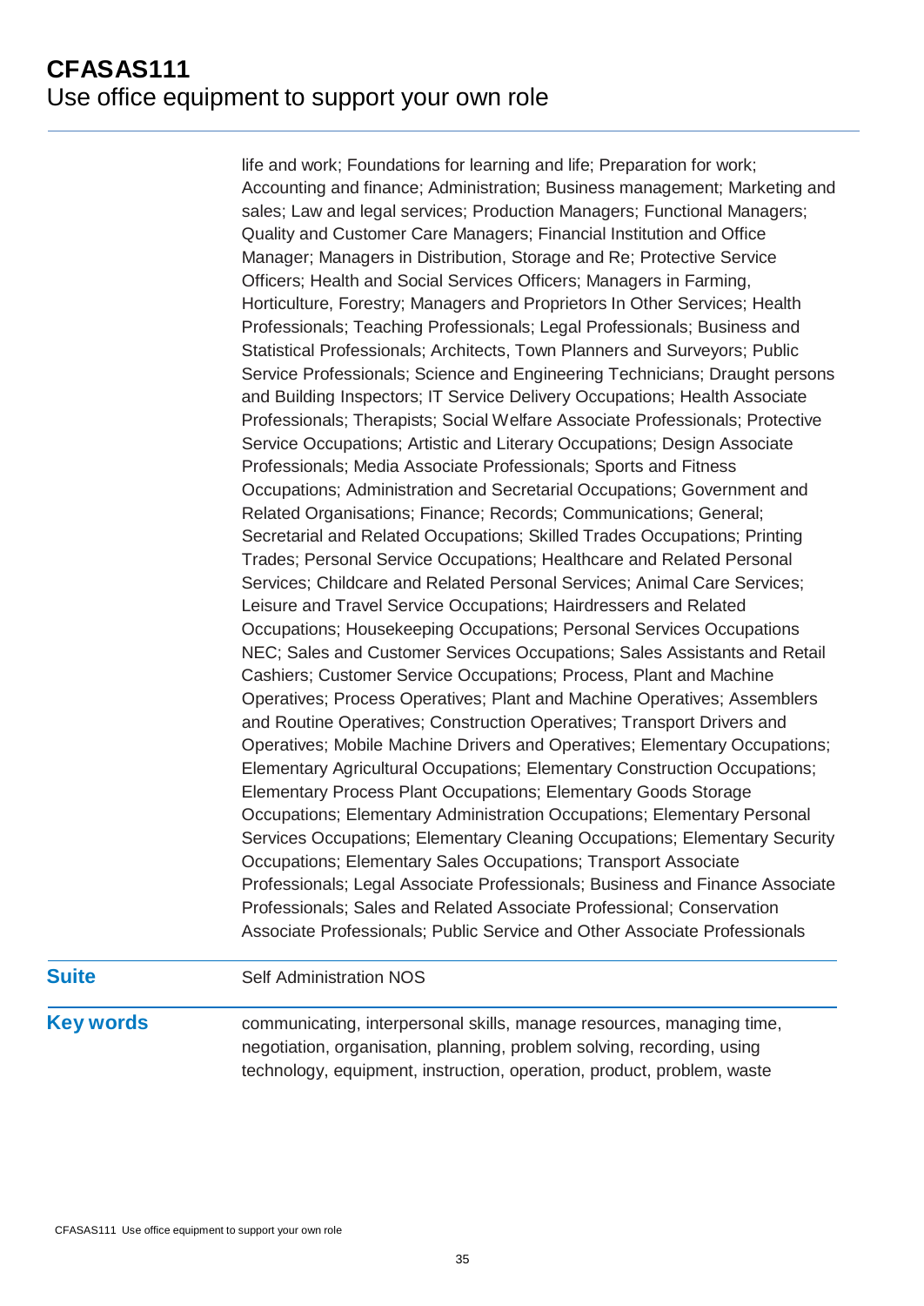life and work; Foundations for learning and life; Preparation for work; Accounting and finance; Administration; Business management; Marketing and sales; Law and legal services; Production Managers; Functional Managers; Quality and Customer Care Managers; Financial Institution and Office Manager; Managers in Distribution, Storage and Re; Protective Service Officers; Health and Social Services Officers; Managers in Farming, Horticulture, Forestry; Managers and Proprietors In Other Services; Health Professionals; Teaching Professionals; Legal Professionals; Business and Statistical Professionals; Architects, Town Planners and Surveyors; Public Service Professionals; Science and Engineering Technicians; Draught persons and Building Inspectors; IT Service Delivery Occupations; Health Associate Professionals; Therapists; Social Welfare Associate Professionals; Protective Service Occupations; Artistic and Literary Occupations; Design Associate Professionals; Media Associate Professionals; Sports and Fitness Occupations; Administration and Secretarial Occupations; Government and Related Organisations; Finance; Records; Communications; General; Secretarial and Related Occupations; Skilled Trades Occupations; Printing Trades; Personal Service Occupations; Healthcare and Related Personal Services; Childcare and Related Personal Services; Animal Care Services; Leisure and Travel Service Occupations; Hairdressers and Related Occupations; Housekeeping Occupations; Personal Services Occupations NEC; Sales and Customer Services Occupations; Sales Assistants and Retail Cashiers; Customer Service Occupations; Process, Plant and Machine Operatives; Process Operatives; Plant and Machine Operatives; Assemblers and Routine Operatives; Construction Operatives; Transport Drivers and Operatives; Mobile Machine Drivers and Operatives; Elementary Occupations; Elementary Agricultural Occupations; Elementary Construction Occupations; Elementary Process Plant Occupations; Elementary Goods Storage Occupations; Elementary Administration Occupations; Elementary Personal Services Occupations; Elementary Cleaning Occupations; Elementary Security Occupations; Elementary Sales Occupations; Transport Associate Professionals; Legal Associate Professionals; Business and Finance Associate Professionals; Sales and Related Associate Professional; Conservation Associate Professionals; Public Service and Other Associate Professionals

| | |
|---|---|
| **Suite** | Self Administration NOS |
| **Key words** | communicating, interpersonal skills, manage resources, managing time, negotiation, organisation, planning, problem solving, recording, using technology, equipment, instruction, operation, product, problem, waste |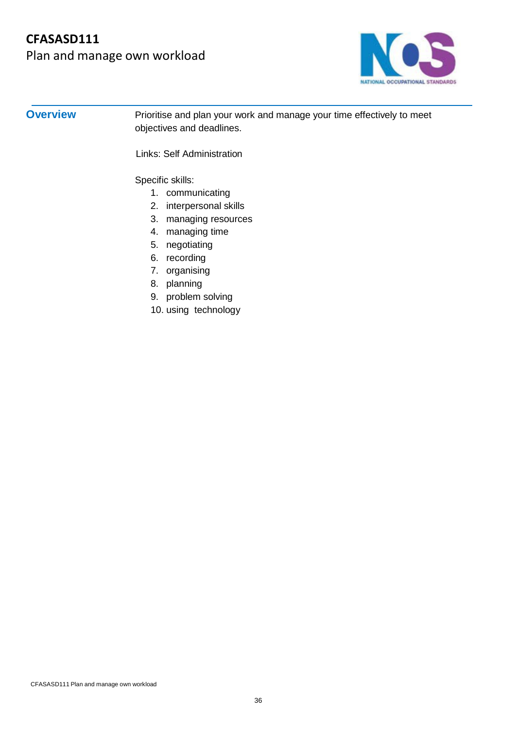# CFASASD111

## Plan and manage own workload

## Overview

Prioritise and plan your work and manage your time effectively to meet objectives and deadlines.

Links: Self Administration

Specific skills:

1. communicating
2. interpersonal skills
3. managing resources
4. managing time
5. negotiating
6. recording
7. organising
8. planning
9. problem solving
10. using technology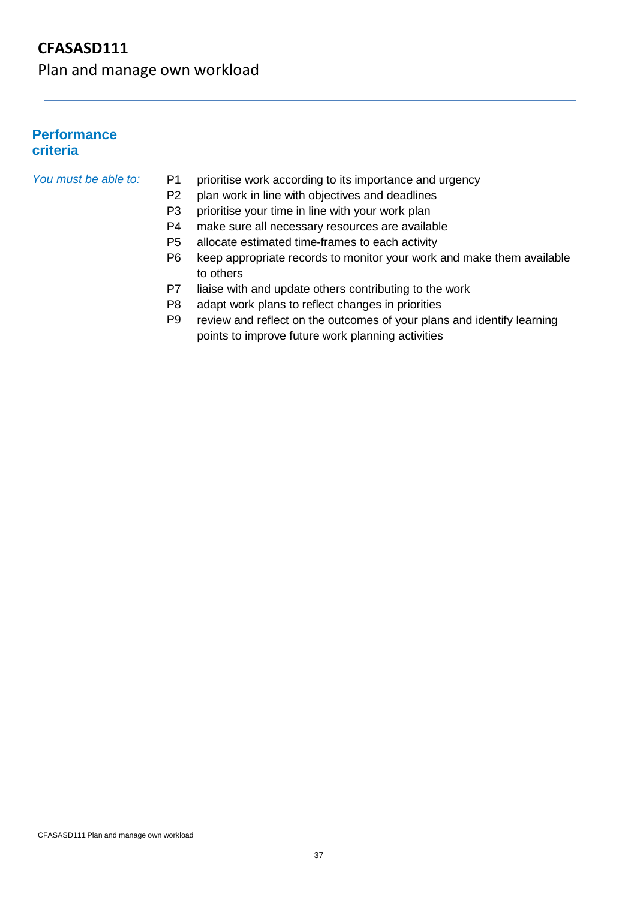# CFASASD111

Plan and manage own workload

## Performance criteria

*You must be able to:*

- P1 prioritise work according to its importance and urgency
- P2 plan work in line with objectives and deadlines
- P3 prioritise your time in line with your work plan
- P4 make sure all necessary resources are available
- P5 allocate estimated time-frames to each activity
- P6 keep appropriate records to monitor your work and make them available to others
- P7 liaise with and update others contributing to the work
- P8 adapt work plans to reflect changes in priorities
- P9 review and reflect on the outcomes of your plans and identify learning points to improve future work planning activities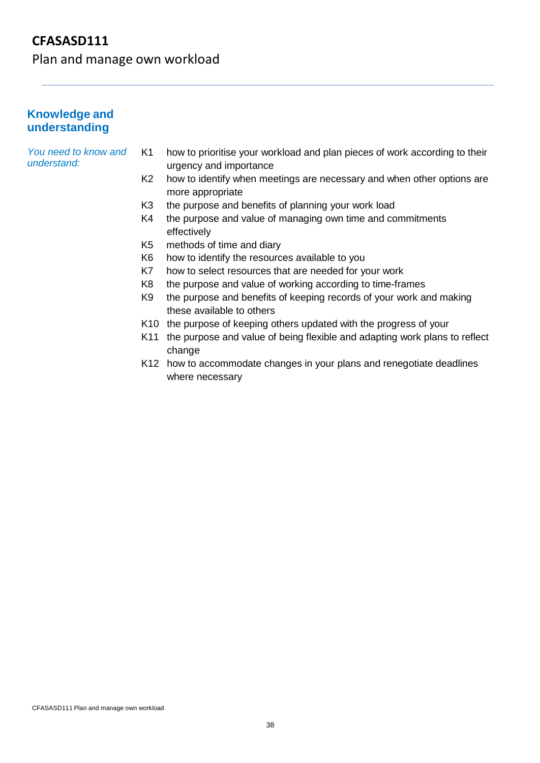# CFASASD111

Plan and manage own workload

## Knowledge and understanding

*You need to know and understand:*

- K1 how to prioritise your workload and plan pieces of work according to their urgency and importance
- K2 how to identify when meetings are necessary and when other options are more appropriate
- K3 the purpose and benefits of planning your work load
- K4 the purpose and value of managing own time and commitments effectively
- K5 methods of time and diary
- K6 how to identify the resources available to you
- K7 how to select resources that are needed for your work
- K8 the purpose and value of working according to time-frames
- K9 the purpose and benefits of keeping records of your work and making these available to others
- K10 the purpose of keeping others updated with the progress of your
- K11 the purpose and value of being flexible and adapting work plans to reflect change
- K12 how to accommodate changes in your plans and renegotiate deadlines where necessary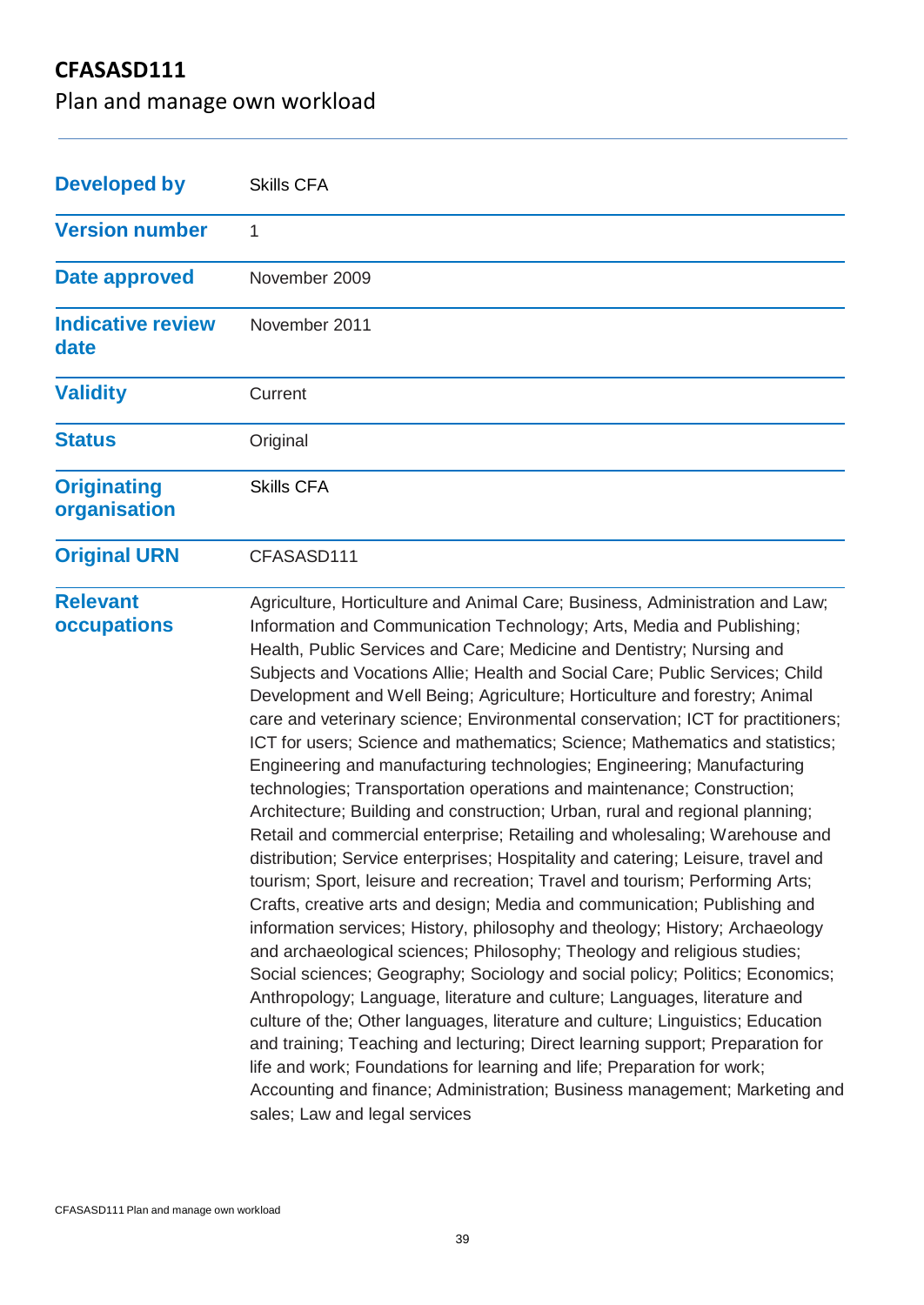# CFASASD111

## Plan and manage own workload

| | |
|---|---|
| **Developed by** | Skills CFA |
| **Version number** | 1 |
| **Date approved** | November 2009 |
| **Indicative review date** | November 2011 |
| **Validity** | Current |
| **Status** | Original |
| **Originating organisation** | Skills CFA |
| **Original URN** | CFASASD111 |
| **Relevant occupations** | Agriculture, Horticulture and Animal Care; Business, Administration and Law; Information and Communication Technology; Arts, Media and Publishing; Health, Public Services and Care; Medicine and Dentistry; Nursing and Subjects and Vocations Allie; Health and Social Care; Public Services; Child Development and Well Being; Agriculture; Horticulture and forestry; Animal care and veterinary science; Environmental conservation; ICT for practitioners; ICT for users; Science and mathematics; Science; Mathematics and statistics; Engineering and manufacturing technologies; Engineering; Manufacturing technologies; Transportation operations and maintenance; Construction; Architecture; Building and construction; Urban, rural and regional planning; Retail and commercial enterprise; Retailing and wholesaling; Warehouse and distribution; Service enterprises; Hospitality and catering; Leisure, travel and tourism; Sport, leisure and recreation; Travel and tourism; Performing Arts; Crafts, creative arts and design; Media and communication; Publishing and information services; History, philosophy and theology; History; Archaeology and archaeological sciences; Philosophy; Theology and religious studies; Social sciences; Geography; Sociology and social policy; Politics; Economics; Anthropology; Language, literature and culture; Languages, literature and culture of the; Other languages, literature and culture; Linguistics; Education and training; Teaching and lecturing; Direct learning support; Preparation for life and work; Foundations for learning and life; Preparation for work; Accounting and finance; Administration; Business management; Marketing and sales; Law and legal services |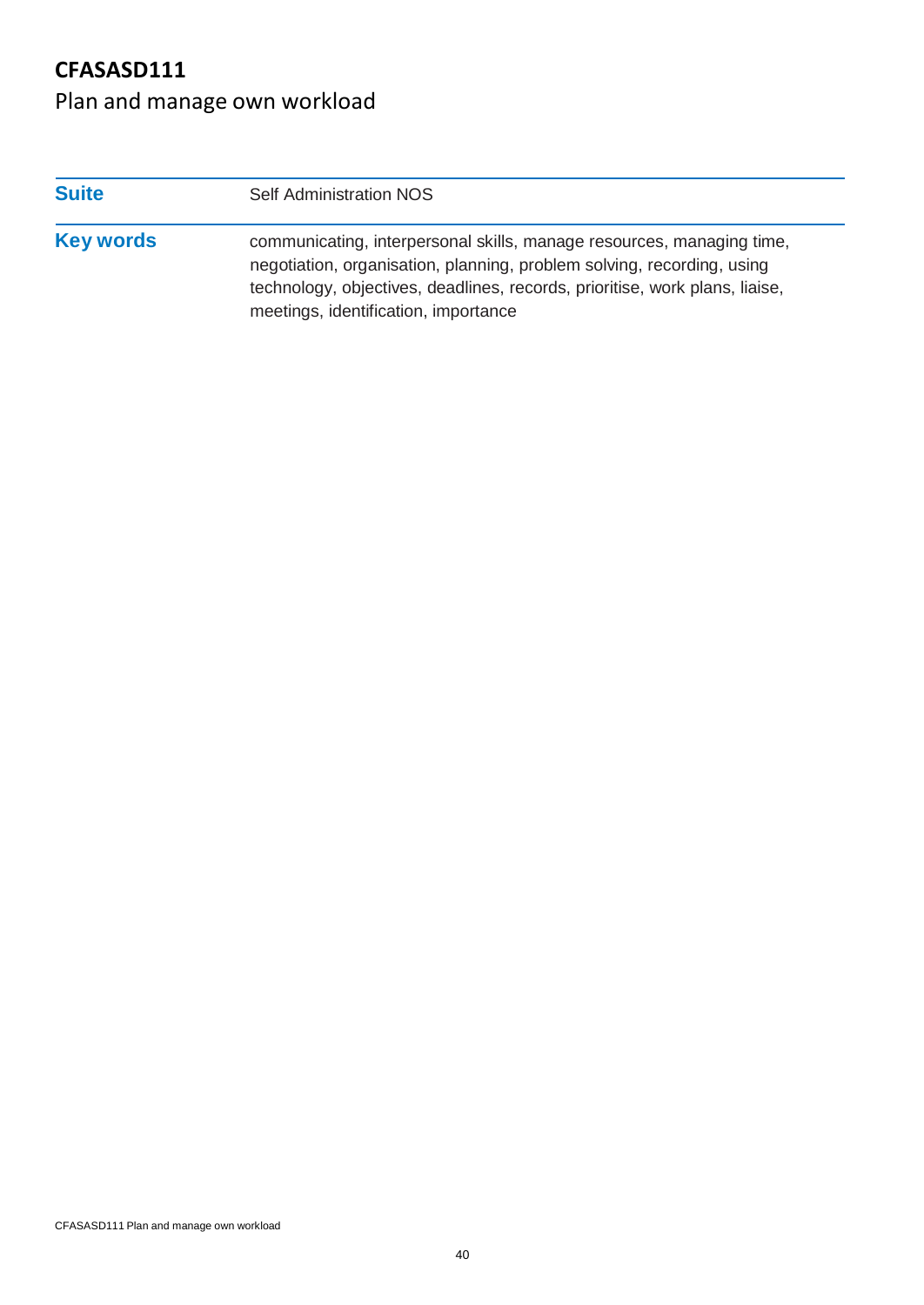# CFASASD111

## Plan and manage own workload

| | |
|---|---|
| **Suite** | Self Administration NOS |
| **Key words** | communicating, interpersonal skills, manage resources, managing time, negotiation, organisation, planning, problem solving, recording, using technology, objectives, deadlines, records, prioritise, work plans, liaise, meetings, identification, importance |